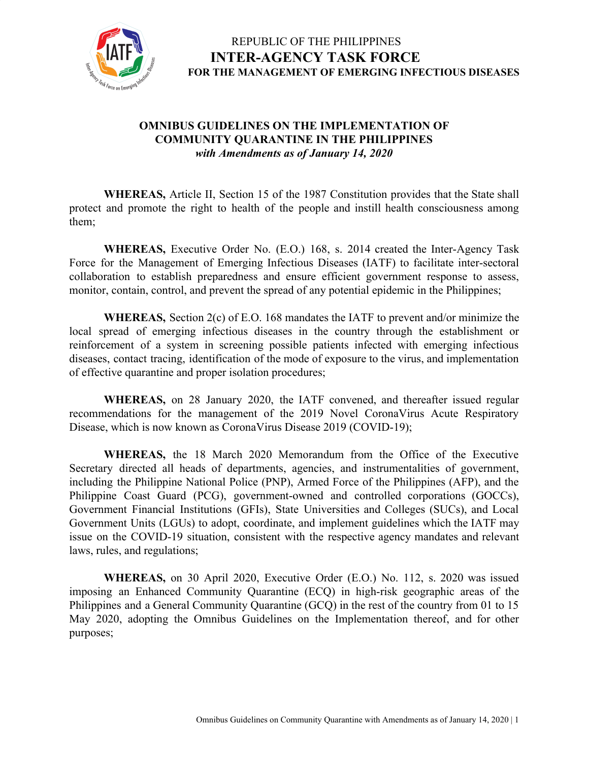REPUBLIC OF THE PHILIPPINES

**INTER-AGENCY TASK FORCE**

**FOR THE MANAGEMENT OF EMERGING INFECTIOUS DISEASES**

# OMNIBUS GUIDELINES ON THE IMPLEMENTATION OF COMMUNITY QUARANTINE IN THE PHILIPPINES

***with Amendments as of January 14, 2020***

**WHEREAS,** Article II, Section 15 of the 1987 Constitution provides that the State shall protect and promote the right to health of the people and instill health consciousness among them;

**WHEREAS,** Executive Order No. (E.O.) 168, s. 2014 created the Inter-Agency Task Force for the Management of Emerging Infectious Diseases (IATF) to facilitate inter-sectoral collaboration to establish preparedness and ensure efficient government response to assess, monitor, contain, control, and prevent the spread of any potential epidemic in the Philippines;

**WHEREAS,** Section 2(c) of E.O. 168 mandates the IATF to prevent and/or minimize the local spread of emerging infectious diseases in the country through the establishment or reinforcement of a system in screening possible patients infected with emerging infectious diseases, contact tracing, identification of the mode of exposure to the virus, and implementation of effective quarantine and proper isolation procedures;

**WHEREAS,** on 28 January 2020, the IATF convened, and thereafter issued regular recommendations for the management of the 2019 Novel CoronaVirus Acute Respiratory Disease, which is now known as CoronaVirus Disease 2019 (COVID-19);

**WHEREAS,** the 18 March 2020 Memorandum from the Office of the Executive Secretary directed all heads of departments, agencies, and instrumentalities of government, including the Philippine National Police (PNP), Armed Force of the Philippines (AFP), and the Philippine Coast Guard (PCG), government-owned and controlled corporations (GOCCs), Government Financial Institutions (GFIs), State Universities and Colleges (SUCs), and Local Government Units (LGUs) to adopt, coordinate, and implement guidelines which the IATF may issue on the COVID-19 situation, consistent with the respective agency mandates and relevant laws, rules, and regulations;

**WHEREAS,** on 30 April 2020, Executive Order (E.O.) No. 112, s. 2020 was issued imposing an Enhanced Community Quarantine (ECQ) in high-risk geographic areas of the Philippines and a General Community Quarantine (GCQ) in the rest of the country from 01 to 15 May 2020, adopting the Omnibus Guidelines on the Implementation thereof, and for other purposes;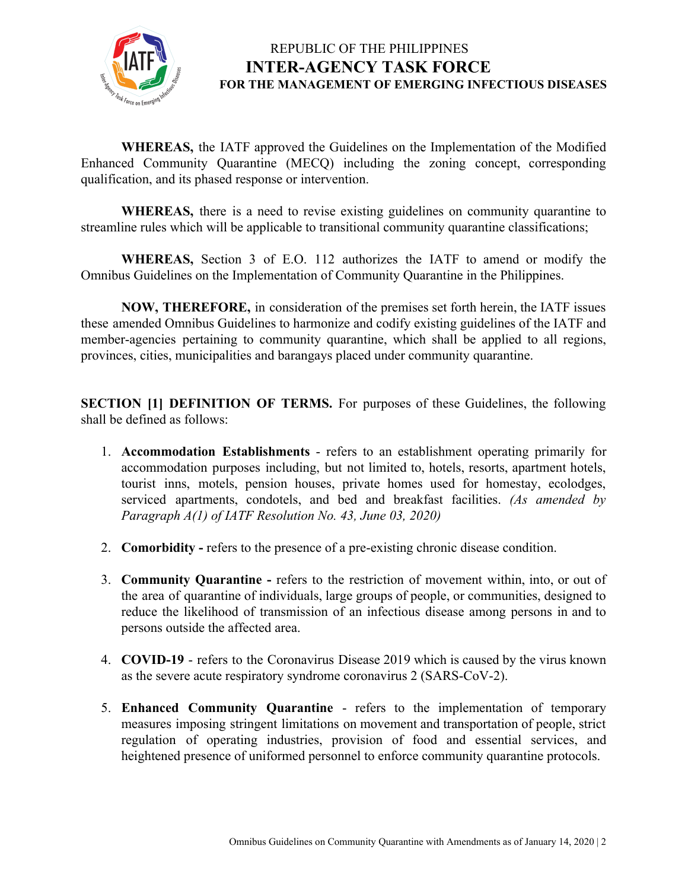**WHEREAS,** the IATF approved the Guidelines on the Implementation of the Modified Enhanced Community Quarantine (MECQ) including the zoning concept, corresponding qualification, and its phased response or intervention.

**WHEREAS,** there is a need to revise existing guidelines on community quarantine to streamline rules which will be applicable to transitional community quarantine classifications;

**WHEREAS,** Section 3 of E.O. 112 authorizes the IATF to amend or modify the Omnibus Guidelines on the Implementation of Community Quarantine in the Philippines.

**NOW, THEREFORE,** in consideration of the premises set forth herein, the IATF issues these amended Omnibus Guidelines to harmonize and codify existing guidelines of the IATF and member-agencies pertaining to community quarantine, which shall be applied to all regions, provinces, cities, municipalities and barangays placed under community quarantine.

**SECTION [1] DEFINITION OF TERMS.** For purposes of these Guidelines, the following shall be defined as follows:

1. **Accommodation Establishments** - refers to an establishment operating primarily for accommodation purposes including, but not limited to, hotels, resorts, apartment hotels, tourist inns, motels, pension houses, private homes used for homestay, ecolodges, serviced apartments, condotels, and bed and breakfast facilities. *(As amended by Paragraph A(1) of IATF Resolution No. 43, June 03, 2020)*

2. **Comorbidity -** refers to the presence of a pre-existing chronic disease condition.

3. **Community Quarantine -** refers to the restriction of movement within, into, or out of the area of quarantine of individuals, large groups of people, or communities, designed to reduce the likelihood of transmission of an infectious disease among persons in and to persons outside the affected area.

4. **COVID-19** - refers to the Coronavirus Disease 2019 which is caused by the virus known as the severe acute respiratory syndrome coronavirus 2 (SARS-CoV-2).

5. **Enhanced Community Quarantine** - refers to the implementation of temporary measures imposing stringent limitations on movement and transportation of people, strict regulation of operating industries, provision of food and essential services, and heightened presence of uniformed personnel to enforce community quarantine protocols.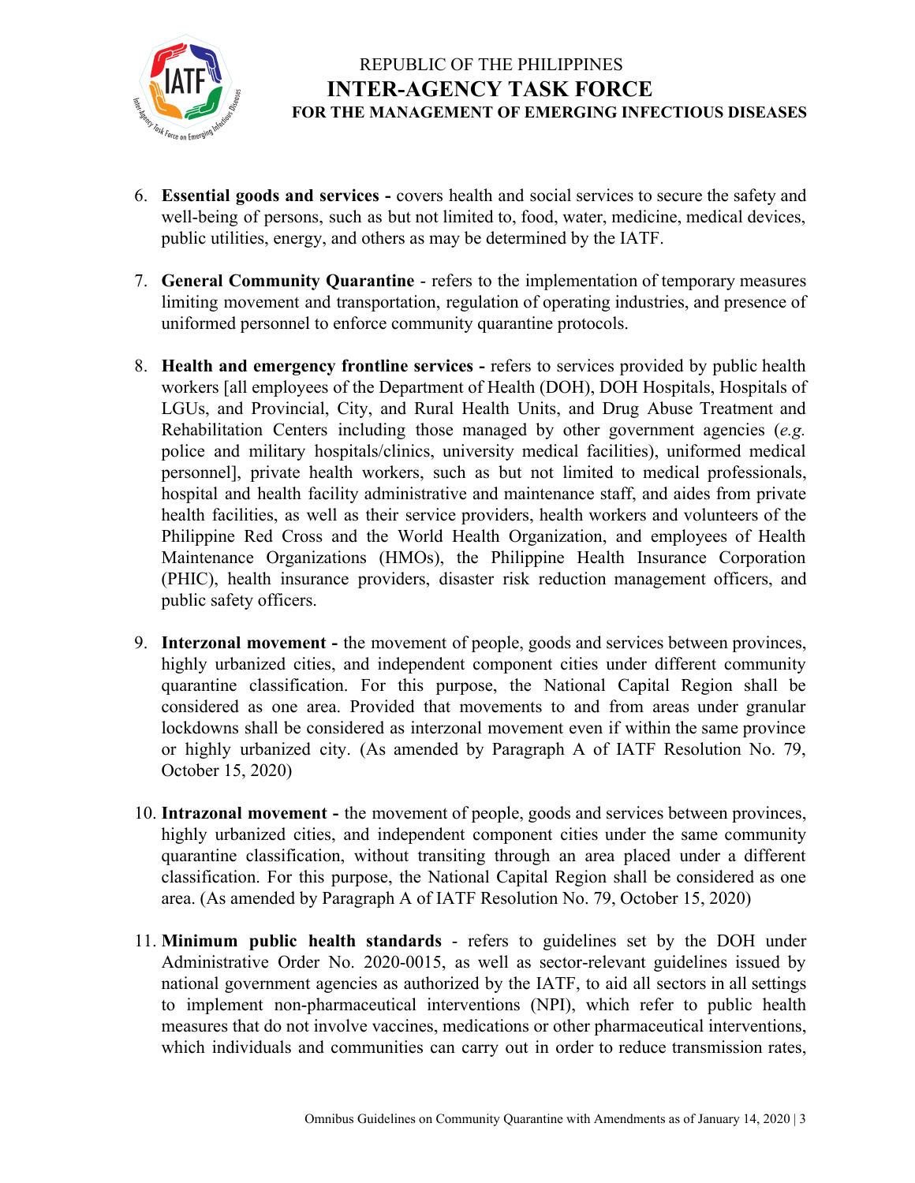6. **Essential goods and services -** covers health and social services to secure the safety and well-being of persons, such as but not limited to, food, water, medicine, medical devices, public utilities, energy, and others as may be determined by the IATF.

7. **General Community Quarantine** - refers to the implementation of temporary measures limiting movement and transportation, regulation of operating industries, and presence of uniformed personnel to enforce community quarantine protocols.

8. **Health and emergency frontline services -** refers to services provided by public health workers [all employees of the Department of Health (DOH), DOH Hospitals, Hospitals of LGUs, and Provincial, City, and Rural Health Units, and Drug Abuse Treatment and Rehabilitation Centers including those managed by other government agencies (*e.g.* police and military hospitals/clinics, university medical facilities), uniformed medical personnel], private health workers, such as but not limited to medical professionals, hospital and health facility administrative and maintenance staff, and aides from private health facilities, as well as their service providers, health workers and volunteers of the Philippine Red Cross and the World Health Organization, and employees of Health Maintenance Organizations (HMOs), the Philippine Health Insurance Corporation (PHIC), health insurance providers, disaster risk reduction management officers, and public safety officers.

9. **Interzonal movement -** the movement of people, goods and services between provinces, highly urbanized cities, and independent component cities under different community quarantine classification. For this purpose, the National Capital Region shall be considered as one area. Provided that movements to and from areas under granular lockdowns shall be considered as interzonal movement even if within the same province or highly urbanized city. (As amended by Paragraph A of IATF Resolution No. 79, October 15, 2020)

10. **Intrazonal movement -** the movement of people, goods and services between provinces, highly urbanized cities, and independent component cities under the same community quarantine classification, without transiting through an area placed under a different classification. For this purpose, the National Capital Region shall be considered as one area. (As amended by Paragraph A of IATF Resolution No. 79, October 15, 2020)

11. **Minimum public health standards** - refers to guidelines set by the DOH under Administrative Order No. 2020-0015, as well as sector-relevant guidelines issued by national government agencies as authorized by the IATF, to aid all sectors in all settings to implement non-pharmaceutical interventions (NPI), which refer to public health measures that do not involve vaccines, medications or other pharmaceutical interventions, which individuals and communities can carry out in order to reduce transmission rates,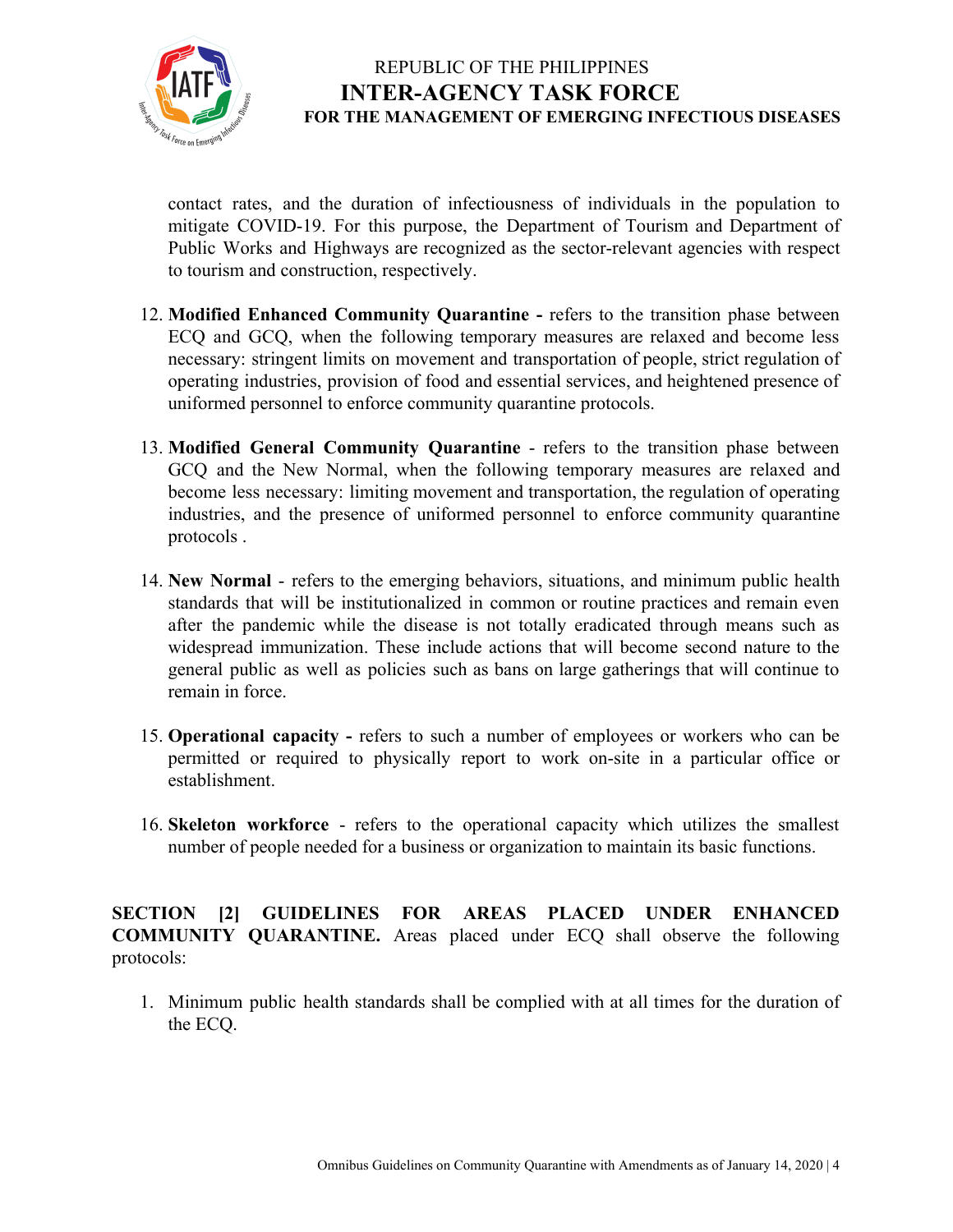contact rates, and the duration of infectiousness of individuals in the population to mitigate COVID-19. For this purpose, the Department of Tourism and Department of Public Works and Highways are recognized as the sector-relevant agencies with respect to tourism and construction, respectively.

12. **Modified Enhanced Community Quarantine -** refers to the transition phase between ECQ and GCQ, when the following temporary measures are relaxed and become less necessary: stringent limits on movement and transportation of people, strict regulation of operating industries, provision of food and essential services, and heightened presence of uniformed personnel to enforce community quarantine protocols.

13. **Modified General Community Quarantine** - refers to the transition phase between GCQ and the New Normal, when the following temporary measures are relaxed and become less necessary: limiting movement and transportation, the regulation of operating industries, and the presence of uniformed personnel to enforce community quarantine protocols .

14. **New Normal** - refers to the emerging behaviors, situations, and minimum public health standards that will be institutionalized in common or routine practices and remain even after the pandemic while the disease is not totally eradicated through means such as widespread immunization. These include actions that will become second nature to the general public as well as policies such as bans on large gatherings that will continue to remain in force.

15. **Operational capacity -** refers to such a number of employees or workers who can be permitted or required to physically report to work on-site in a particular office or establishment.

16. **Skeleton workforce** - refers to the operational capacity which utilizes the smallest number of people needed for a business or organization to maintain its basic functions.

**SECTION [2] GUIDELINES FOR AREAS PLACED UNDER ENHANCED COMMUNITY QUARANTINE.** Areas placed under ECQ shall observe the following protocols:

1. Minimum public health standards shall be complied with at all times for the duration of the ECQ.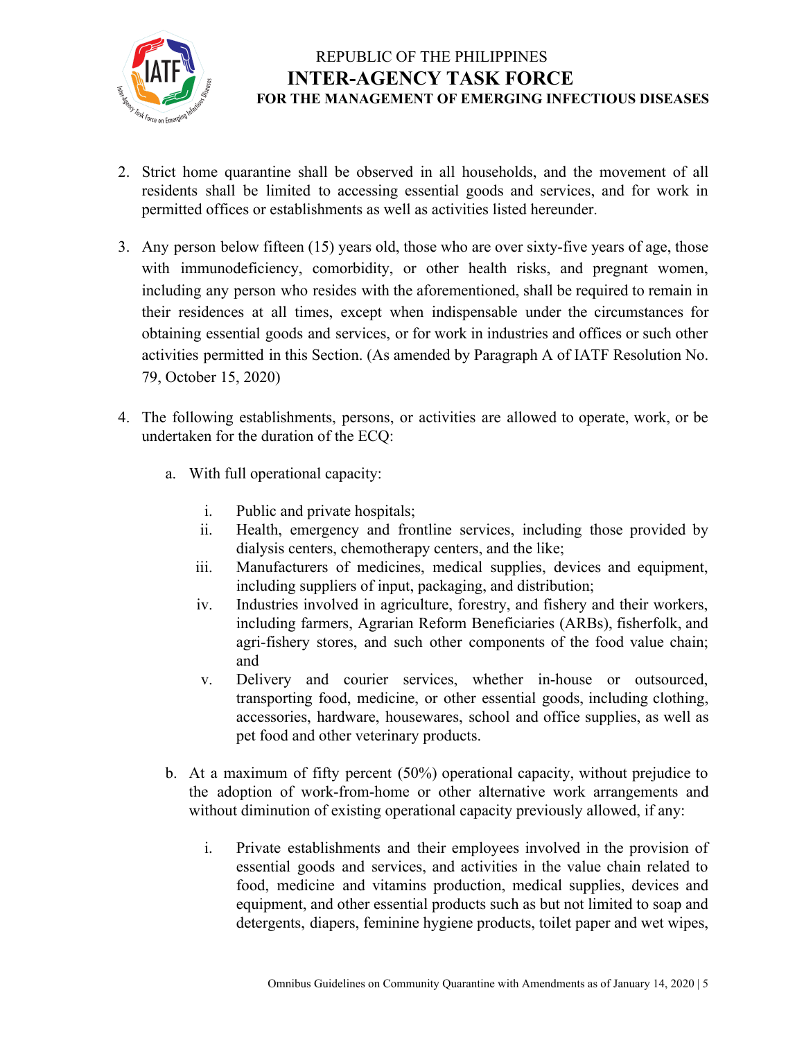2. Strict home quarantine shall be observed in all households, and the movement of all residents shall be limited to accessing essential goods and services, and for work in permitted offices or establishments as well as activities listed hereunder.

3. Any person below fifteen (15) years old, those who are over sixty-five years of age, those with immunodeficiency, comorbidity, or other health risks, and pregnant women, including any person who resides with the aforementioned, shall be required to remain in their residences at all times, except when indispensable under the circumstances for obtaining essential goods and services, or for work in industries and offices or such other activities permitted in this Section. (As amended by Paragraph A of IATF Resolution No. 79, October 15, 2020)

4. The following establishments, persons, or activities are allowed to operate, work, or be undertaken for the duration of the ECQ:

   a. With full operational capacity:

      i. Public and private hospitals;
      ii. Health, emergency and frontline services, including those provided by dialysis centers, chemotherapy centers, and the like;
      iii. Manufacturers of medicines, medical supplies, devices and equipment, including suppliers of input, packaging, and distribution;
      iv. Industries involved in agriculture, forestry, and fishery and their workers, including farmers, Agrarian Reform Beneficiaries (ARBs), fisherfolk, and agri-fishery stores, and such other components of the food value chain; and
      v. Delivery and courier services, whether in-house or outsourced, transporting food, medicine, or other essential goods, including clothing, accessories, hardware, housewares, school and office supplies, as well as pet food and other veterinary products.

   b. At a maximum of fifty percent (50%) operational capacity, without prejudice to the adoption of work-from-home or other alternative work arrangements and without diminution of existing operational capacity previously allowed, if any:

      i. Private establishments and their employees involved in the provision of essential goods and services, and activities in the value chain related to food, medicine and vitamins production, medical supplies, devices and equipment, and other essential products such as but not limited to soap and detergents, diapers, feminine hygiene products, toilet paper and wet wipes,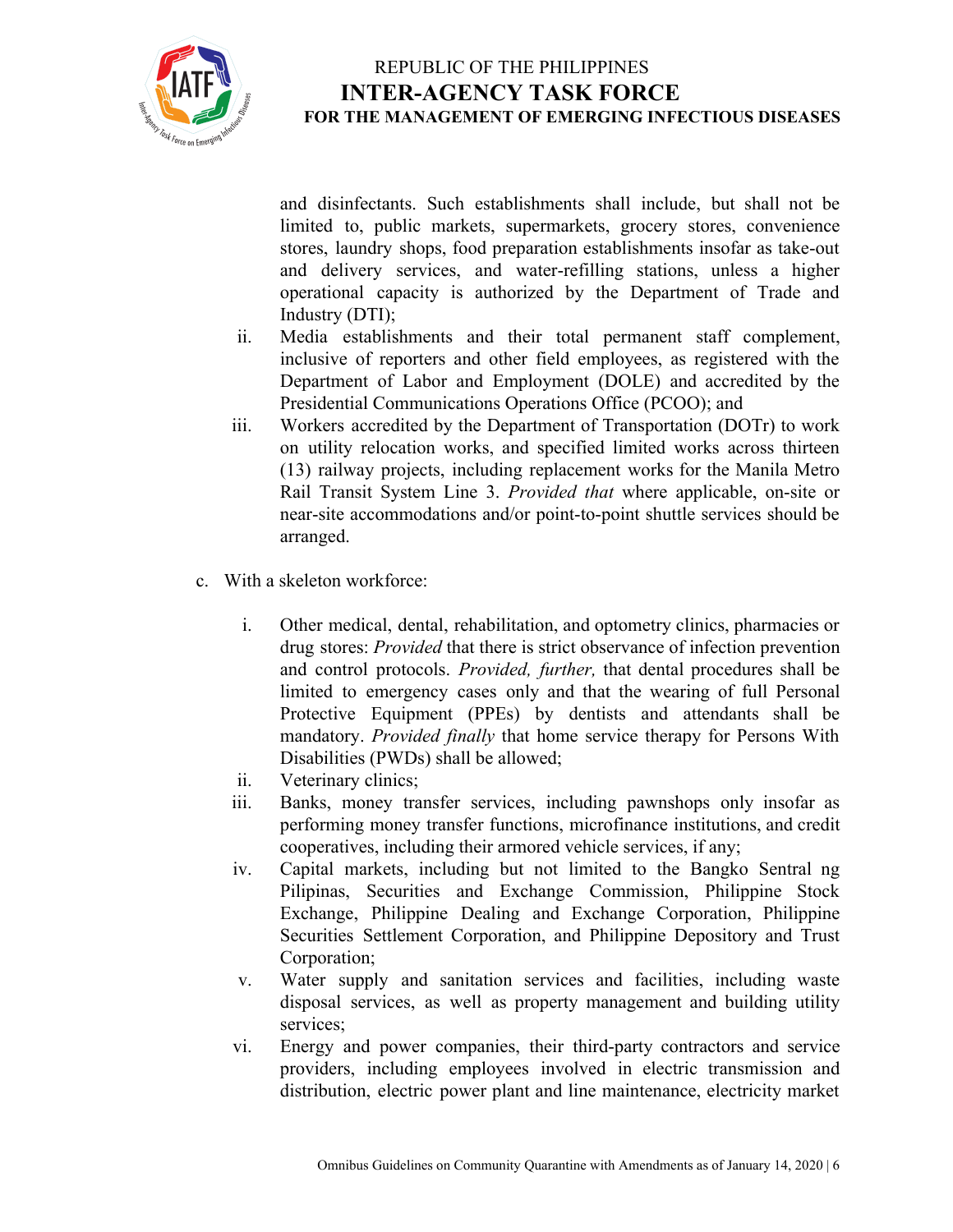and disinfectants. Such establishments shall include, but shall not be limited to, public markets, supermarkets, grocery stores, convenience stores, laundry shops, food preparation establishments insofar as take-out and delivery services, and water-refilling stations, unless a higher operational capacity is authorized by the Department of Trade and Industry (DTI);

ii. Media establishments and their total permanent staff complement, inclusive of reporters and other field employees, as registered with the Department of Labor and Employment (DOLE) and accredited by the Presidential Communications Operations Office (PCOO); and

iii. Workers accredited by the Department of Transportation (DOTr) to work on utility relocation works, and specified limited works across thirteen (13) railway projects, including replacement works for the Manila Metro Rail Transit System Line 3. *Provided that* where applicable, on-site or near-site accommodations and/or point-to-point shuttle services should be arranged.

c. With a skeleton workforce:

i. Other medical, dental, rehabilitation, and optometry clinics, pharmacies or drug stores: *Provided* that there is strict observance of infection prevention and control protocols. *Provided, further,* that dental procedures shall be limited to emergency cases only and that the wearing of full Personal Protective Equipment (PPEs) by dentists and attendants shall be mandatory. *Provided finally* that home service therapy for Persons With Disabilities (PWDs) shall be allowed;

ii. Veterinary clinics;

iii. Banks, money transfer services, including pawnshops only insofar as performing money transfer functions, microfinance institutions, and credit cooperatives, including their armored vehicle services, if any;

iv. Capital markets, including but not limited to the Bangko Sentral ng Pilipinas, Securities and Exchange Commission, Philippine Stock Exchange, Philippine Dealing and Exchange Corporation, Philippine Securities Settlement Corporation, and Philippine Depository and Trust Corporation;

v. Water supply and sanitation services and facilities, including waste disposal services, as well as property management and building utility services;

vi. Energy and power companies, their third-party contractors and service providers, including employees involved in electric transmission and distribution, electric power plant and line maintenance, electricity market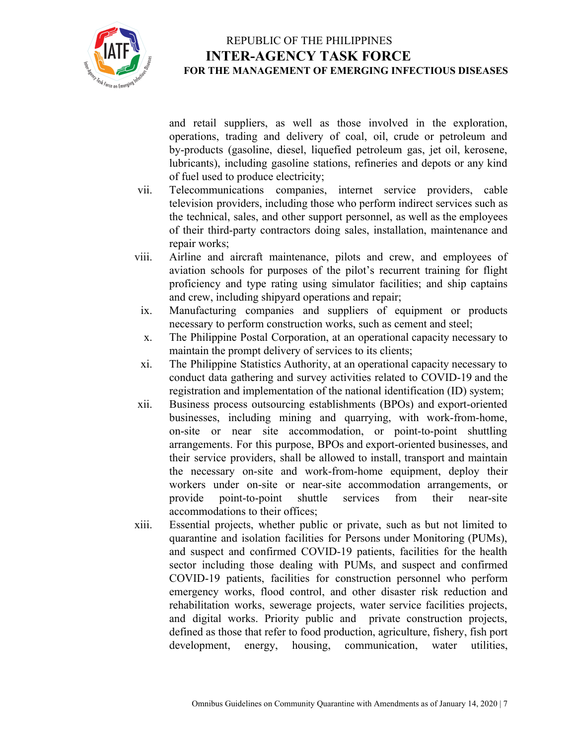and retail suppliers, as well as those involved in the exploration, operations, trading and delivery of coal, oil, crude or petroleum and by-products (gasoline, diesel, liquefied petroleum gas, jet oil, kerosene, lubricants), including gasoline stations, refineries and depots or any kind of fuel used to produce electricity;

vii. Telecommunications companies, internet service providers, cable television providers, including those who perform indirect services such as the technical, sales, and other support personnel, as well as the employees of their third-party contractors doing sales, installation, maintenance and repair works;

viii. Airline and aircraft maintenance, pilots and crew, and employees of aviation schools for purposes of the pilot's recurrent training for flight proficiency and type rating using simulator facilities; and ship captains and crew, including shipyard operations and repair;

ix. Manufacturing companies and suppliers of equipment or products necessary to perform construction works, such as cement and steel;

x. The Philippine Postal Corporation, at an operational capacity necessary to maintain the prompt delivery of services to its clients;

xi. The Philippine Statistics Authority, at an operational capacity necessary to conduct data gathering and survey activities related to COVID-19 and the registration and implementation of the national identification (ID) system;

xii. Business process outsourcing establishments (BPOs) and export-oriented businesses, including mining and quarrying, with work-from-home, on-site or near site accommodation, or point-to-point shuttling arrangements. For this purpose, BPOs and export-oriented businesses, and their service providers, shall be allowed to install, transport and maintain the necessary on-site and work-from-home equipment, deploy their workers under on-site or near-site accommodation arrangements, or provide point-to-point shuttle services from their near-site accommodations to their offices;

xiii. Essential projects, whether public or private, such as but not limited to quarantine and isolation facilities for Persons under Monitoring (PUMs), and suspect and confirmed COVID-19 patients, facilities for the health sector including those dealing with PUMs, and suspect and confirmed COVID-19 patients, facilities for construction personnel who perform emergency works, flood control, and other disaster risk reduction and rehabilitation works, sewerage projects, water service facilities projects, and digital works. Priority public and private construction projects, defined as those that refer to food production, agriculture, fishery, fish port development, energy, housing, communication, water utilities,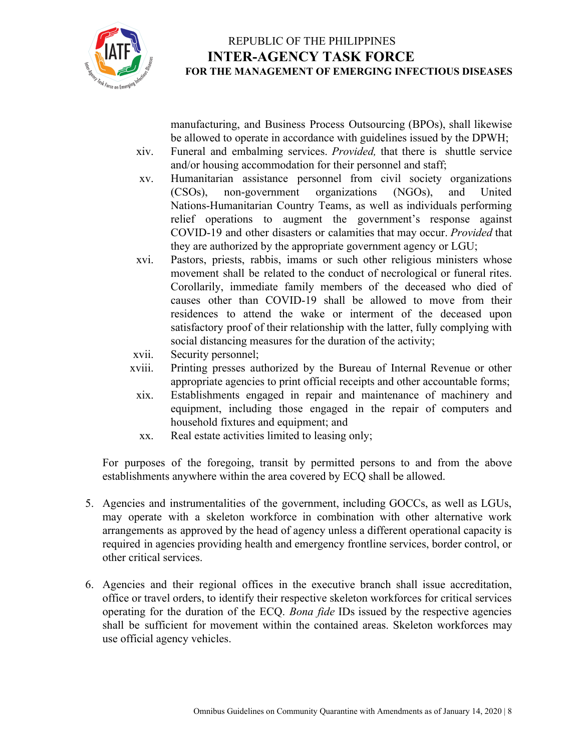manufacturing, and Business Process Outsourcing (BPOs), shall likewise be allowed to operate in accordance with guidelines issued by the DPWH;

xiv. Funeral and embalming services. *Provided,* that there is shuttle service and/or housing accommodation for their personnel and staff;

xv. Humanitarian assistance personnel from civil society organizations (CSOs), non-government organizations (NGOs), and United Nations-Humanitarian Country Teams, as well as individuals performing relief operations to augment the government's response against COVID-19 and other disasters or calamities that may occur. *Provided* that they are authorized by the appropriate government agency or LGU;

xvi. Pastors, priests, rabbis, imams or such other religious ministers whose movement shall be related to the conduct of necrological or funeral rites. Corollarily, immediate family members of the deceased who died of causes other than COVID-19 shall be allowed to move from their residences to attend the wake or interment of the deceased upon satisfactory proof of their relationship with the latter, fully complying with social distancing measures for the duration of the activity;

xvii. Security personnel;

xviii. Printing presses authorized by the Bureau of Internal Revenue or other appropriate agencies to print official receipts and other accountable forms;

xix. Establishments engaged in repair and maintenance of machinery and equipment, including those engaged in the repair of computers and household fixtures and equipment; and

xx. Real estate activities limited to leasing only;

For purposes of the foregoing, transit by permitted persons to and from the above establishments anywhere within the area covered by ECQ shall be allowed.

5. Agencies and instrumentalities of the government, including GOCCs, as well as LGUs, may operate with a skeleton workforce in combination with other alternative work arrangements as approved by the head of agency unless a different operational capacity is required in agencies providing health and emergency frontline services, border control, or other critical services.

6. Agencies and their regional offices in the executive branch shall issue accreditation, office or travel orders, to identify their respective skeleton workforces for critical services operating for the duration of the ECQ. *Bona fide* IDs issued by the respective agencies shall be sufficient for movement within the contained areas. Skeleton workforces may use official agency vehicles.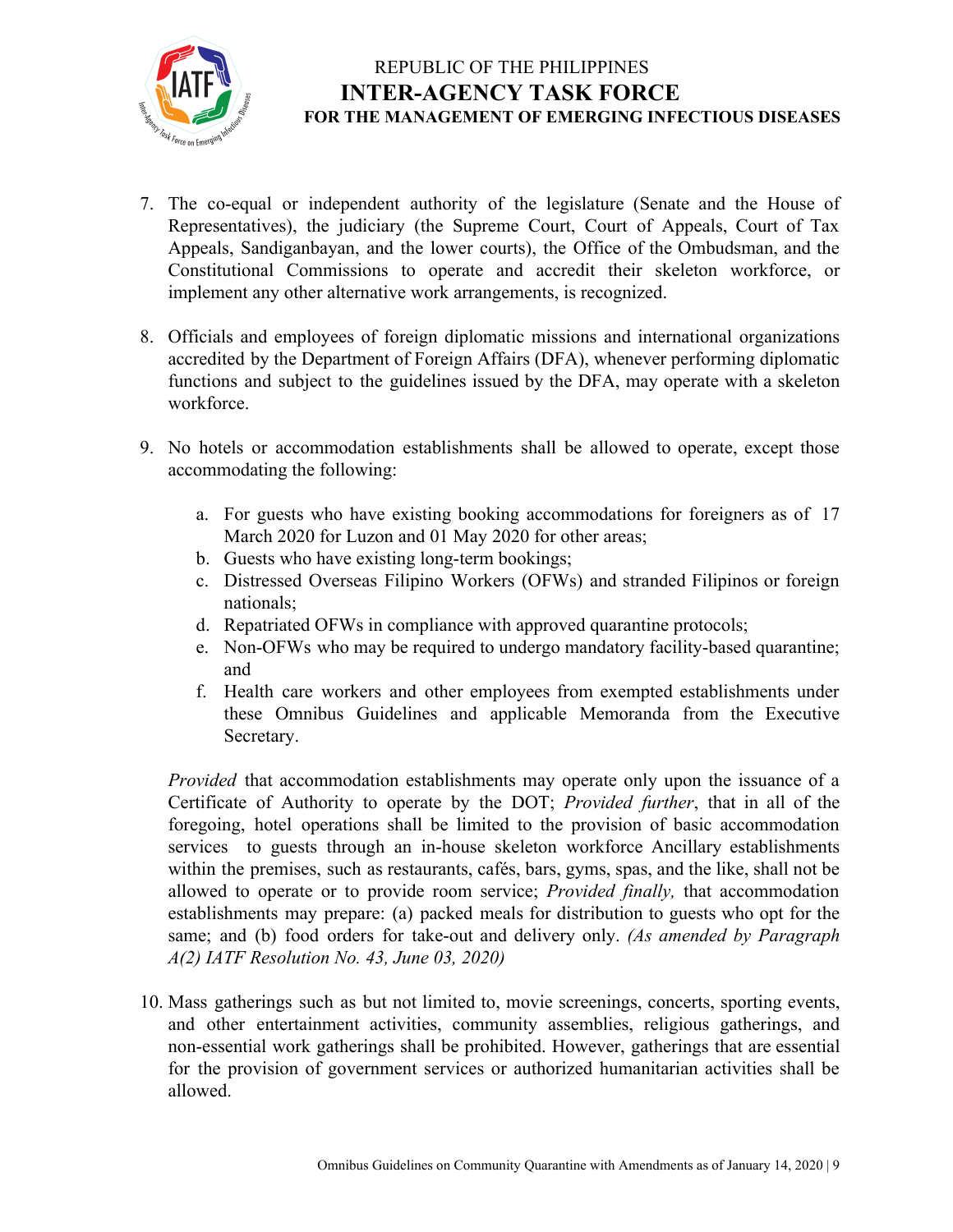7. The co-equal or independent authority of the legislature (Senate and the House of Representatives), the judiciary (the Supreme Court, Court of Appeals, Court of Tax Appeals, Sandiganbayan, and the lower courts), the Office of the Ombudsman, and the Constitutional Commissions to operate and accredit their skeleton workforce, or implement any other alternative work arrangements, is recognized.

8. Officials and employees of foreign diplomatic missions and international organizations accredited by the Department of Foreign Affairs (DFA), whenever performing diplomatic functions and subject to the guidelines issued by the DFA, may operate with a skeleton workforce.

9. No hotels or accommodation establishments shall be allowed to operate, except those accommodating the following:

   a. For guests who have existing booking accommodations for foreigners as of 17 March 2020 for Luzon and 01 May 2020 for other areas;
   b. Guests who have existing long-term bookings;
   c. Distressed Overseas Filipino Workers (OFWs) and stranded Filipinos or foreign nationals;
   d. Repatriated OFWs in compliance with approved quarantine protocols;
   e. Non-OFWs who may be required to undergo mandatory facility-based quarantine; and
   f. Health care workers and other employees from exempted establishments under these Omnibus Guidelines and applicable Memoranda from the Executive Secretary.

   *Provided* that accommodation establishments may operate only upon the issuance of a Certificate of Authority to operate by the DOT; *Provided further*, that in all of the foregoing, hotel operations shall be limited to the provision of basic accommodation services to guests through an in-house skeleton workforce Ancillary establishments within the premises, such as restaurants, cafés, bars, gyms, spas, and the like, shall not be allowed to operate or to provide room service; *Provided finally,* that accommodation establishments may prepare: (a) packed meals for distribution to guests who opt for the same; and (b) food orders for take-out and delivery only. *(As amended by Paragraph A(2) IATF Resolution No. 43, June 03, 2020)*

10. Mass gatherings such as but not limited to, movie screenings, concerts, sporting events, and other entertainment activities, community assemblies, religious gatherings, and non-essential work gatherings shall be prohibited. However, gatherings that are essential for the provision of government services or authorized humanitarian activities shall be allowed.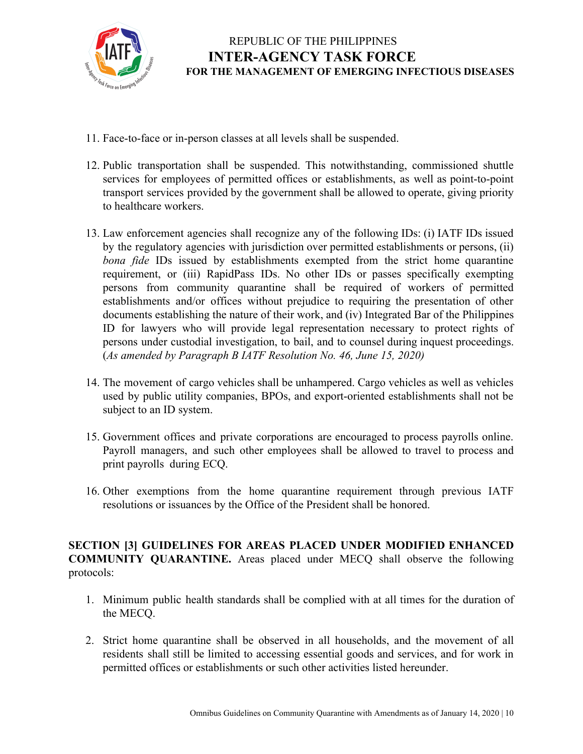11. Face-to-face or in-person classes at all levels shall be suspended.

12. Public transportation shall be suspended. This notwithstanding, commissioned shuttle services for employees of permitted offices or establishments, as well as point-to-point transport services provided by the government shall be allowed to operate, giving priority to healthcare workers.

13. Law enforcement agencies shall recognize any of the following IDs: (i) IATF IDs issued by the regulatory agencies with jurisdiction over permitted establishments or persons, (ii) *bona fide* IDs issued by establishments exempted from the strict home quarantine requirement, or (iii) RapidPass IDs. No other IDs or passes specifically exempting persons from community quarantine shall be required of workers of permitted establishments and/or offices without prejudice to requiring the presentation of other documents establishing the nature of their work, and (iv) Integrated Bar of the Philippines ID for lawyers who will provide legal representation necessary to protect rights of persons under custodial investigation, to bail, and to counsel during inquest proceedings. (*As amended by Paragraph B IATF Resolution No. 46, June 15, 2020)*

14. The movement of cargo vehicles shall be unhampered. Cargo vehicles as well as vehicles used by public utility companies, BPOs, and export-oriented establishments shall not be subject to an ID system.

15. Government offices and private corporations are encouraged to process payrolls online. Payroll managers, and such other employees shall be allowed to travel to process and print payrolls during ECQ.

16. Other exemptions from the home quarantine requirement through previous IATF resolutions or issuances by the Office of the President shall be honored.

**SECTION [3] GUIDELINES FOR AREAS PLACED UNDER MODIFIED ENHANCED COMMUNITY QUARANTINE.** Areas placed under MECQ shall observe the following protocols:

1. Minimum public health standards shall be complied with at all times for the duration of the MECQ.

2. Strict home quarantine shall be observed in all households, and the movement of all residents shall still be limited to accessing essential goods and services, and for work in permitted offices or establishments or such other activities listed hereunder.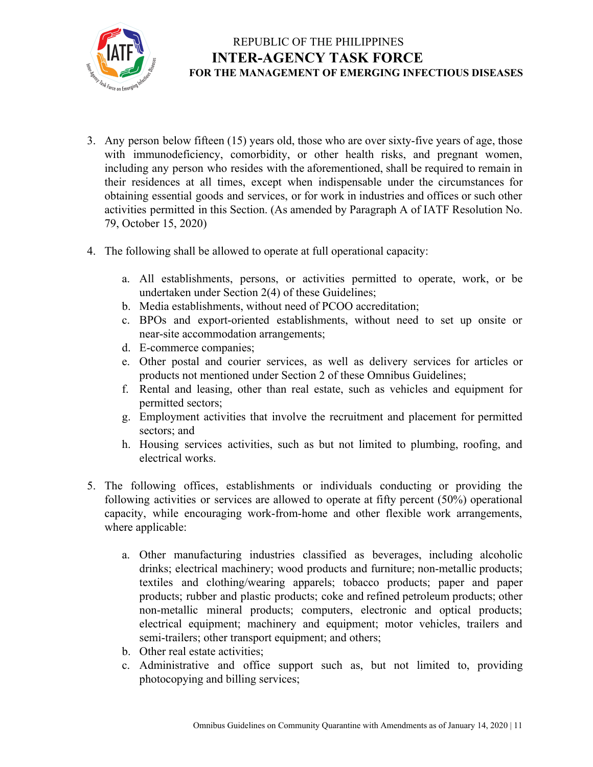3. Any person below fifteen (15) years old, those who are over sixty-five years of age, those with immunodeficiency, comorbidity, or other health risks, and pregnant women, including any person who resides with the aforementioned, shall be required to remain in their residences at all times, except when indispensable under the circumstances for obtaining essential goods and services, or for work in industries and offices or such other activities permitted in this Section. (As amended by Paragraph A of IATF Resolution No. 79, October 15, 2020)

4. The following shall be allowed to operate at full operational capacity:

   a. All establishments, persons, or activities permitted to operate, work, or be undertaken under Section 2(4) of these Guidelines;
   b. Media establishments, without need of PCOO accreditation;
   c. BPOs and export-oriented establishments, without need to set up onsite or near-site accommodation arrangements;
   d. E-commerce companies;
   e. Other postal and courier services, as well as delivery services for articles or products not mentioned under Section 2 of these Omnibus Guidelines;
   f. Rental and leasing, other than real estate, such as vehicles and equipment for permitted sectors;
   g. Employment activities that involve the recruitment and placement for permitted sectors; and
   h. Housing services activities, such as but not limited to plumbing, roofing, and electrical works.

5. The following offices, establishments or individuals conducting or providing the following activities or services are allowed to operate at fifty percent (50%) operational capacity, while encouraging work-from-home and other flexible work arrangements, where applicable:

   a. Other manufacturing industries classified as beverages, including alcoholic drinks; electrical machinery; wood products and furniture; non-metallic products; textiles and clothing/wearing apparels; tobacco products; paper and paper products; rubber and plastic products; coke and refined petroleum products; other non-metallic mineral products; computers, electronic and optical products; electrical equipment; machinery and equipment; motor vehicles, trailers and semi-trailers; other transport equipment; and others;
   b. Other real estate activities;
   c. Administrative and office support such as, but not limited to, providing photocopying and billing services;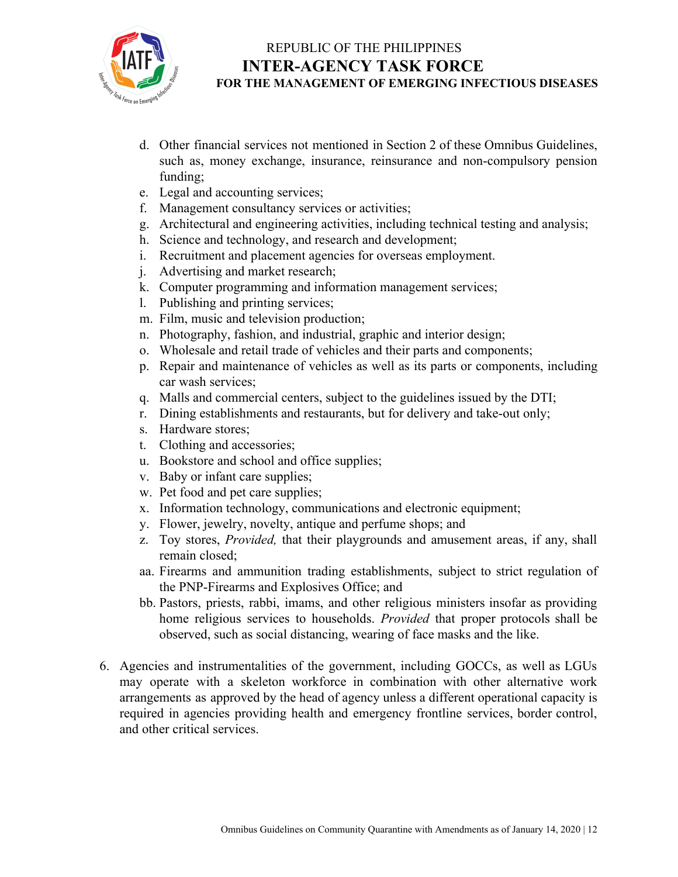d. Other financial services not mentioned in Section 2 of these Omnibus Guidelines, such as, money exchange, insurance, reinsurance and non-compulsory pension funding;
e. Legal and accounting services;
f. Management consultancy services or activities;
g. Architectural and engineering activities, including technical testing and analysis;
h. Science and technology, and research and development;
i. Recruitment and placement agencies for overseas employment.
j. Advertising and market research;
k. Computer programming and information management services;
l. Publishing and printing services;
m. Film, music and television production;
n. Photography, fashion, and industrial, graphic and interior design;
o. Wholesale and retail trade of vehicles and their parts and components;
p. Repair and maintenance of vehicles as well as its parts or components, including car wash services;
q. Malls and commercial centers, subject to the guidelines issued by the DTI;
r. Dining establishments and restaurants, but for delivery and take-out only;
s. Hardware stores;
t. Clothing and accessories;
u. Bookstore and school and office supplies;
v. Baby or infant care supplies;
w. Pet food and pet care supplies;
x. Information technology, communications and electronic equipment;
y. Flower, jewelry, novelty, antique and perfume shops; and
z. Toy stores, *Provided,* that their playgrounds and amusement areas, if any, shall remain closed;
aa. Firearms and ammunition trading establishments, subject to strict regulation of the PNP-Firearms and Explosives Office; and
bb. Pastors, priests, rabbi, imams, and other religious ministers insofar as providing home religious services to households. *Provided* that proper protocols shall be observed, such as social distancing, wearing of face masks and the like.

6. Agencies and instrumentalities of the government, including GOCCs, as well as LGUs may operate with a skeleton workforce in combination with other alternative work arrangements as approved by the head of agency unless a different operational capacity is required in agencies providing health and emergency frontline services, border control, and other critical services.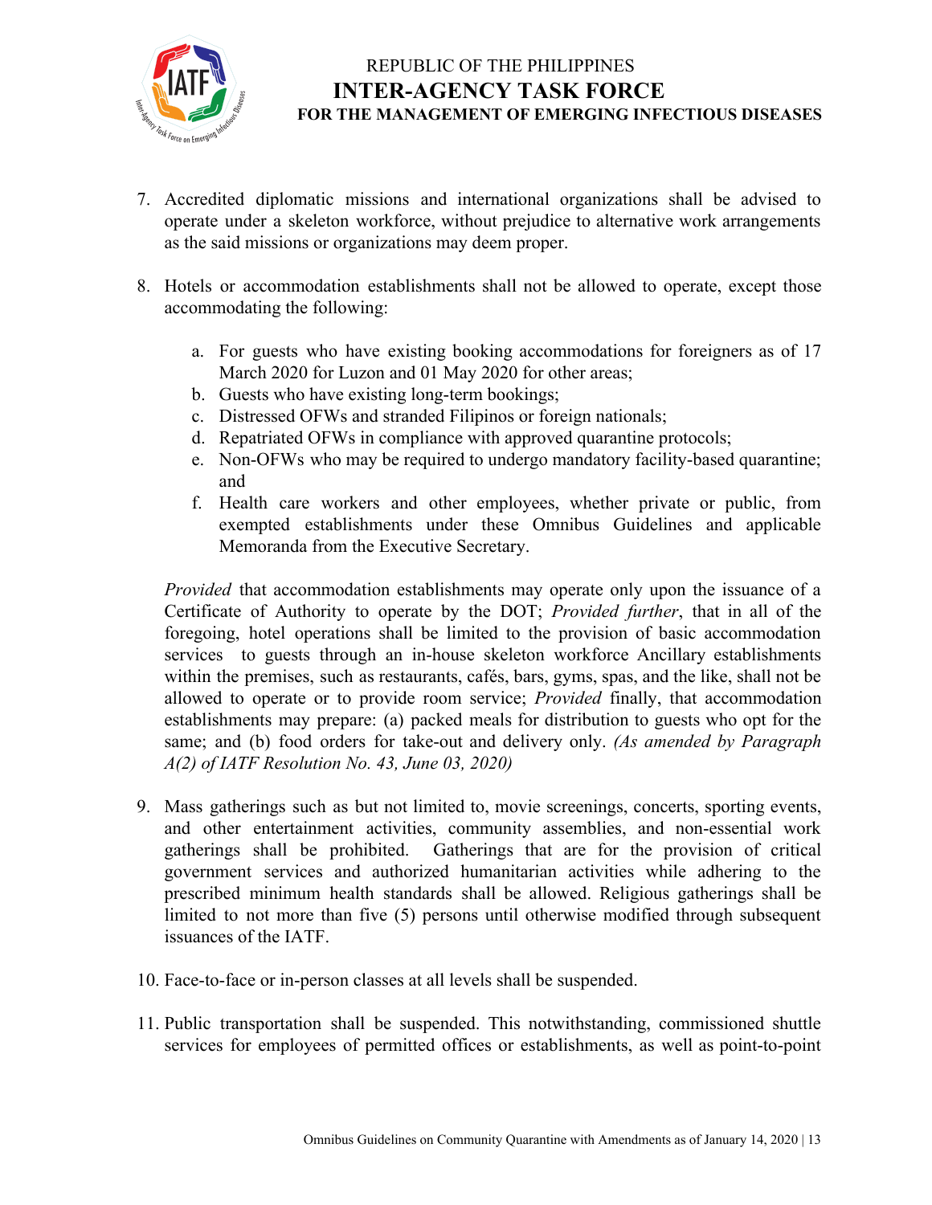7. Accredited diplomatic missions and international organizations shall be advised to operate under a skeleton workforce, without prejudice to alternative work arrangements as the said missions or organizations may deem proper.

8. Hotels or accommodation establishments shall not be allowed to operate, except those accommodating the following:

    a. For guests who have existing booking accommodations for foreigners as of 17 March 2020 for Luzon and 01 May 2020 for other areas;
    b. Guests who have existing long-term bookings;
    c. Distressed OFWs and stranded Filipinos or foreign nationals;
    d. Repatriated OFWs in compliance with approved quarantine protocols;
    e. Non-OFWs who may be required to undergo mandatory facility-based quarantine; and
    f. Health care workers and other employees, whether private or public, from exempted establishments under these Omnibus Guidelines and applicable Memoranda from the Executive Secretary.

    *Provided* that accommodation establishments may operate only upon the issuance of a Certificate of Authority to operate by the DOT; *Provided further*, that in all of the foregoing, hotel operations shall be limited to the provision of basic accommodation services to guests through an in-house skeleton workforce Ancillary establishments within the premises, such as restaurants, cafés, bars, gyms, spas, and the like, shall not be allowed to operate or to provide room service; *Provided* finally, that accommodation establishments may prepare: (a) packed meals for distribution to guests who opt for the same; and (b) food orders for take-out and delivery only. *(As amended by Paragraph A(2) of IATF Resolution No. 43, June 03, 2020)*

9. Mass gatherings such as but not limited to, movie screenings, concerts, sporting events, and other entertainment activities, community assemblies, and non-essential work gatherings shall be prohibited. Gatherings that are for the provision of critical government services and authorized humanitarian activities while adhering to the prescribed minimum health standards shall be allowed. Religious gatherings shall be limited to not more than five (5) persons until otherwise modified through subsequent issuances of the IATF.

10. Face-to-face or in-person classes at all levels shall be suspended.

11. Public transportation shall be suspended. This notwithstanding, commissioned shuttle services for employees of permitted offices or establishments, as well as point-to-point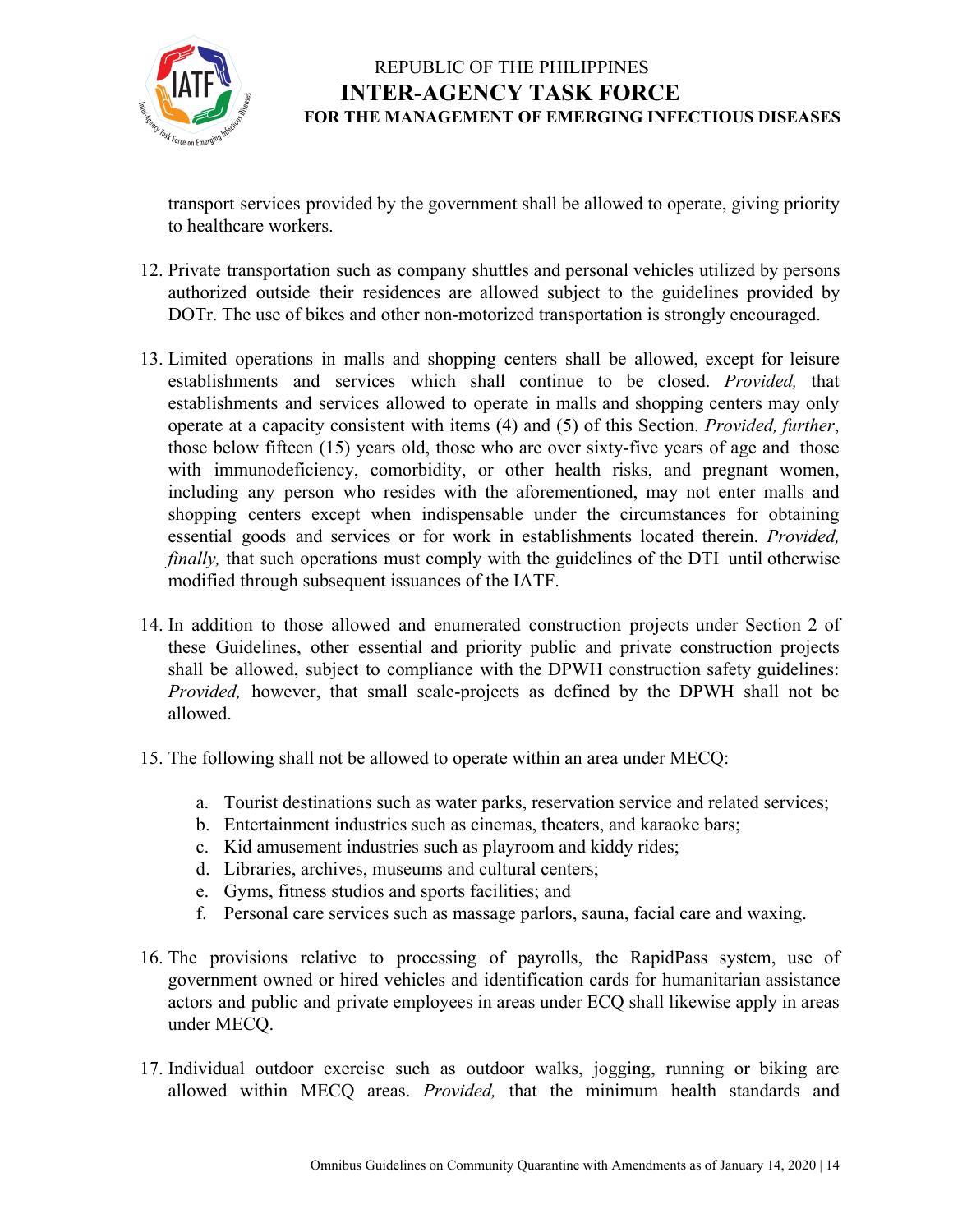transport services provided by the government shall be allowed to operate, giving priority to healthcare workers.

12. Private transportation such as company shuttles and personal vehicles utilized by persons authorized outside their residences are allowed subject to the guidelines provided by DOTr. The use of bikes and other non-motorized transportation is strongly encouraged.

13. Limited operations in malls and shopping centers shall be allowed, except for leisure establishments and services which shall continue to be closed. *Provided,* that establishments and services allowed to operate in malls and shopping centers may only operate at a capacity consistent with items (4) and (5) of this Section. *Provided, further*, those below fifteen (15) years old, those who are over sixty-five years of age and those with immunodeficiency, comorbidity, or other health risks, and pregnant women, including any person who resides with the aforementioned, may not enter malls and shopping centers except when indispensable under the circumstances for obtaining essential goods and services or for work in establishments located therein. *Provided, finally,* that such operations must comply with the guidelines of the DTI until otherwise modified through subsequent issuances of the IATF.

14. In addition to those allowed and enumerated construction projects under Section 2 of these Guidelines, other essential and priority public and private construction projects shall be allowed, subject to compliance with the DPWH construction safety guidelines: *Provided,* however, that small scale-projects as defined by the DPWH shall not be allowed.

15. The following shall not be allowed to operate within an area under MECQ:

    a. Tourist destinations such as water parks, reservation service and related services;
    b. Entertainment industries such as cinemas, theaters, and karaoke bars;
    c. Kid amusement industries such as playroom and kiddy rides;
    d. Libraries, archives, museums and cultural centers;
    e. Gyms, fitness studios and sports facilities; and
    f. Personal care services such as massage parlors, sauna, facial care and waxing.

16. The provisions relative to processing of payrolls, the RapidPass system, use of government owned or hired vehicles and identification cards for humanitarian assistance actors and public and private employees in areas under ECQ shall likewise apply in areas under MECQ.

17. Individual outdoor exercise such as outdoor walks, jogging, running or biking are allowed within MECQ areas. *Provided,* that the minimum health standards and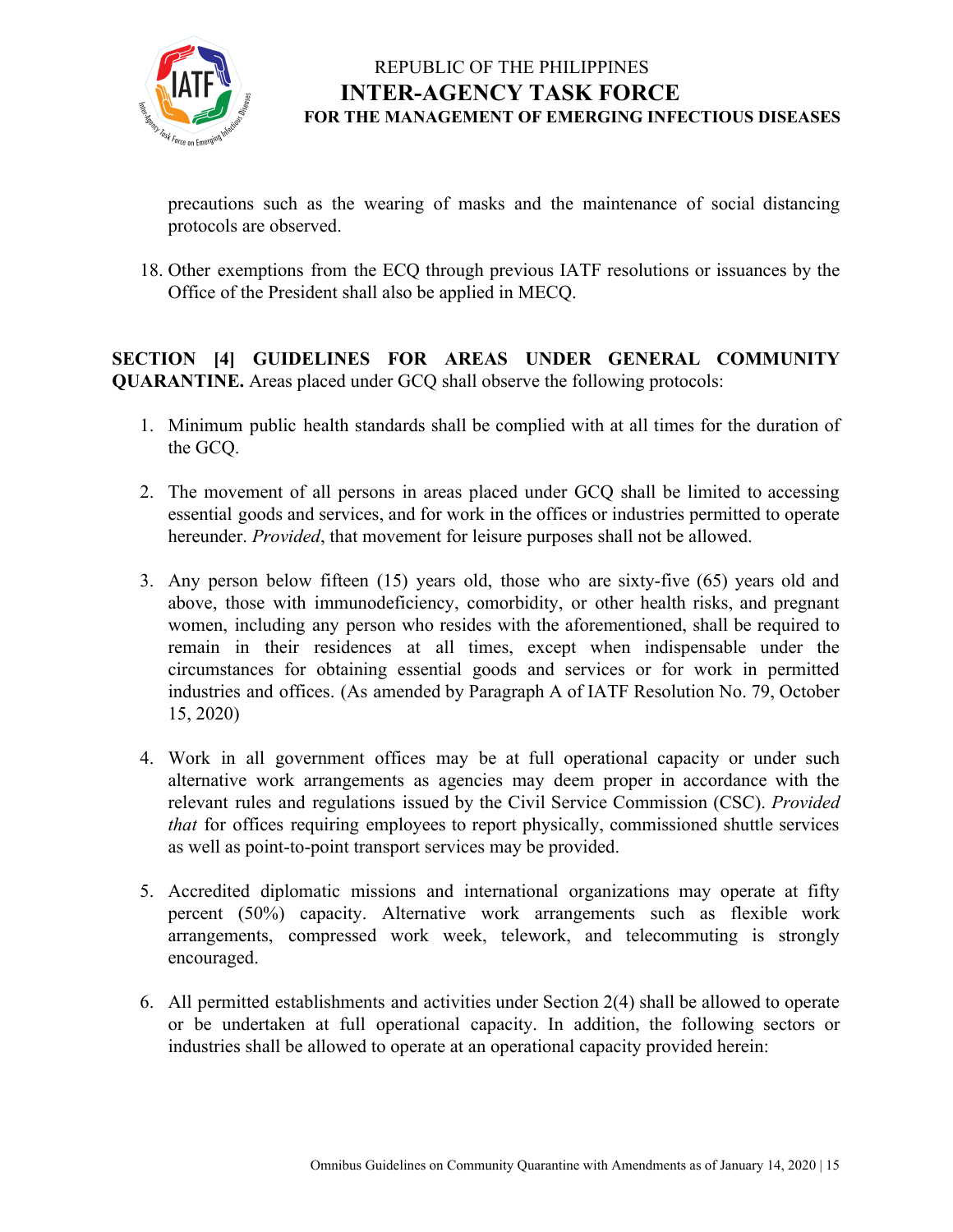precautions such as the wearing of masks and the maintenance of social distancing protocols are observed.

18. Other exemptions from the ECQ through previous IATF resolutions or issuances by the Office of the President shall also be applied in MECQ.

**SECTION [4] GUIDELINES FOR AREAS UNDER GENERAL COMMUNITY QUARANTINE.** Areas placed under GCQ shall observe the following protocols:

1. Minimum public health standards shall be complied with at all times for the duration of the GCQ.

2. The movement of all persons in areas placed under GCQ shall be limited to accessing essential goods and services, and for work in the offices or industries permitted to operate hereunder. *Provided*, that movement for leisure purposes shall not be allowed.

3. Any person below fifteen (15) years old, those who are sixty-five (65) years old and above, those with immunodeficiency, comorbidity, or other health risks, and pregnant women, including any person who resides with the aforementioned, shall be required to remain in their residences at all times, except when indispensable under the circumstances for obtaining essential goods and services or for work in permitted industries and offices. (As amended by Paragraph A of IATF Resolution No. 79, October 15, 2020)

4. Work in all government offices may be at full operational capacity or under such alternative work arrangements as agencies may deem proper in accordance with the relevant rules and regulations issued by the Civil Service Commission (CSC). *Provided that* for offices requiring employees to report physically, commissioned shuttle services as well as point-to-point transport services may be provided.

5. Accredited diplomatic missions and international organizations may operate at fifty percent (50%) capacity. Alternative work arrangements such as flexible work arrangements, compressed work week, telework, and telecommuting is strongly encouraged.

6. All permitted establishments and activities under Section 2(4) shall be allowed to operate or be undertaken at full operational capacity. In addition, the following sectors or industries shall be allowed to operate at an operational capacity provided herein: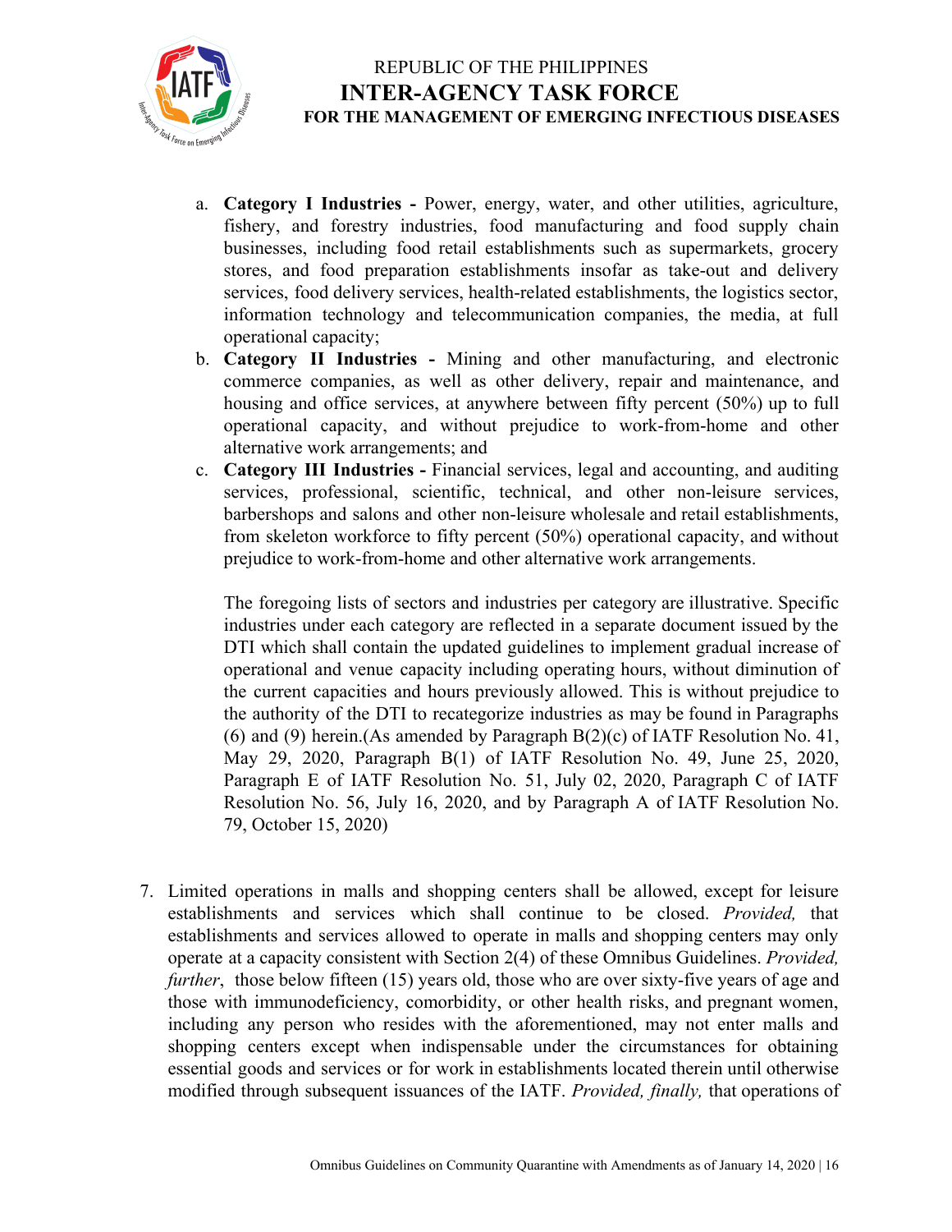a. **Category I Industries -** Power, energy, water, and other utilities, agriculture, fishery, and forestry industries, food manufacturing and food supply chain businesses, including food retail establishments such as supermarkets, grocery stores, and food preparation establishments insofar as take-out and delivery services, food delivery services, health-related establishments, the logistics sector, information technology and telecommunication companies, the media, at full operational capacity;
b. **Category II Industries -** Mining and other manufacturing, and electronic commerce companies, as well as other delivery, repair and maintenance, and housing and office services, at anywhere between fifty percent (50%) up to full operational capacity, and without prejudice to work-from-home and other alternative work arrangements; and
c. **Category III Industries -** Financial services, legal and accounting, and auditing services, professional, scientific, technical, and other non-leisure services, barbershops and salons and other non-leisure wholesale and retail establishments, from skeleton workforce to fifty percent (50%) operational capacity, and without prejudice to work-from-home and other alternative work arrangements.

   The foregoing lists of sectors and industries per category are illustrative. Specific industries under each category are reflected in a separate document issued by the DTI which shall contain the updated guidelines to implement gradual increase of operational and venue capacity including operating hours, without diminution of the current capacities and hours previously allowed. This is without prejudice to the authority of the DTI to recategorize industries as may be found in Paragraphs (6) and (9) herein.(As amended by Paragraph B(2)(c) of IATF Resolution No. 41, May 29, 2020, Paragraph B(1) of IATF Resolution No. 49, June 25, 2020, Paragraph E of IATF Resolution No. 51, July 02, 2020, Paragraph C of IATF Resolution No. 56, July 16, 2020, and by Paragraph A of IATF Resolution No. 79, October 15, 2020)

7. Limited operations in malls and shopping centers shall be allowed, except for leisure establishments and services which shall continue to be closed. *Provided,* that establishments and services allowed to operate in malls and shopping centers may only operate at a capacity consistent with Section 2(4) of these Omnibus Guidelines. *Provided, further*, those below fifteen (15) years old, those who are over sixty-five years of age and those with immunodeficiency, comorbidity, or other health risks, and pregnant women, including any person who resides with the aforementioned, may not enter malls and shopping centers except when indispensable under the circumstances for obtaining essential goods and services or for work in establishments located therein until otherwise modified through subsequent issuances of the IATF. *Provided, finally,* that operations of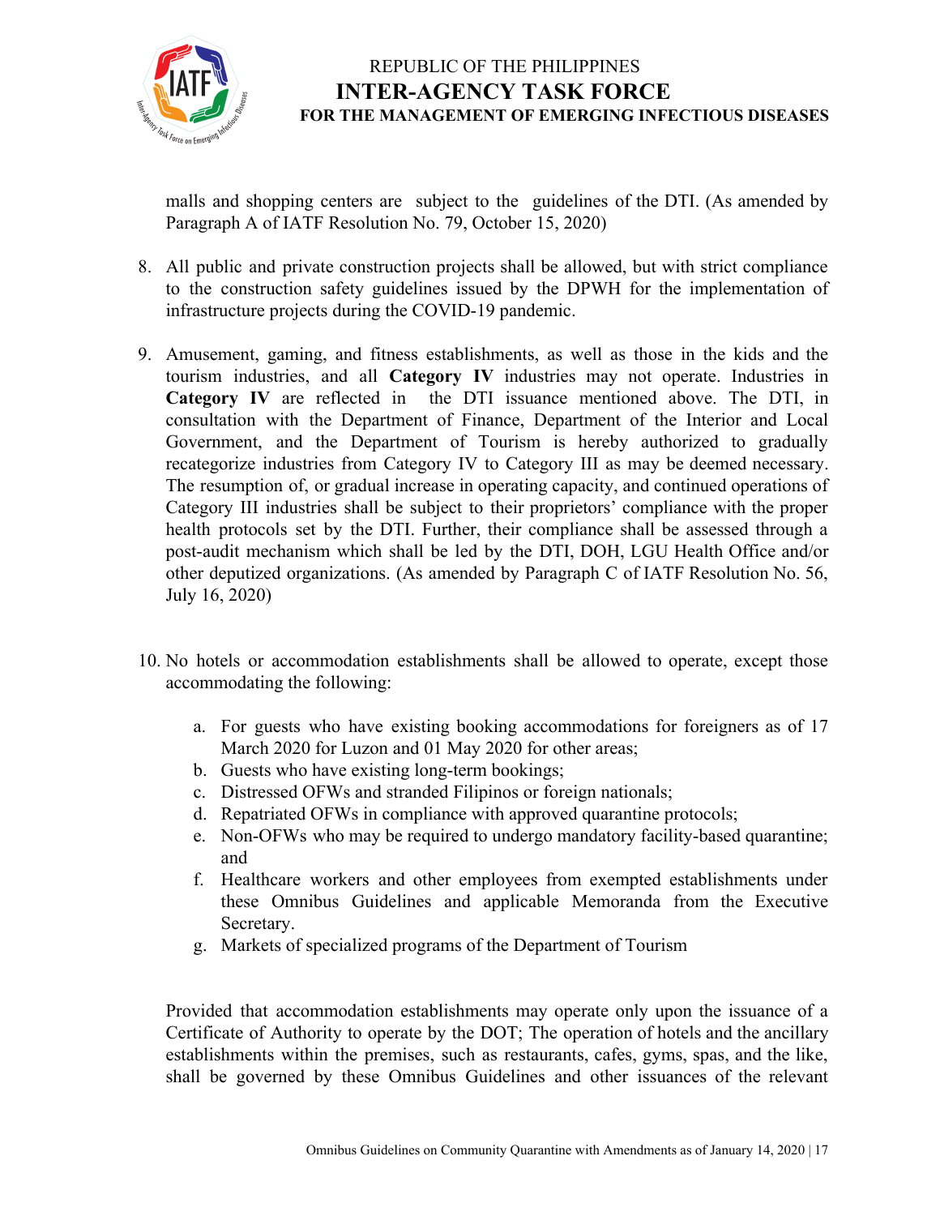malls and shopping centers are subject to the guidelines of the DTI. (As amended by Paragraph A of IATF Resolution No. 79, October 15, 2020)

8. All public and private construction projects shall be allowed, but with strict compliance to the construction safety guidelines issued by the DPWH for the implementation of infrastructure projects during the COVID-19 pandemic.

9. Amusement, gaming, and fitness establishments, as well as those in the kids and the tourism industries, and all **Category IV** industries may not operate. Industries in **Category IV** are reflected in the DTI issuance mentioned above. The DTI, in consultation with the Department of Finance, Department of the Interior and Local Government, and the Department of Tourism is hereby authorized to gradually recategorize industries from Category IV to Category III as may be deemed necessary. The resumption of, or gradual increase in operating capacity, and continued operations of Category III industries shall be subject to their proprietors' compliance with the proper health protocols set by the DTI. Further, their compliance shall be assessed through a post-audit mechanism which shall be led by the DTI, DOH, LGU Health Office and/or other deputized organizations. (As amended by Paragraph C of IATF Resolution No. 56, July 16, 2020)

10. No hotels or accommodation establishments shall be allowed to operate, except those accommodating the following:

    a. For guests who have existing booking accommodations for foreigners as of 17 March 2020 for Luzon and 01 May 2020 for other areas;
    b. Guests who have existing long-term bookings;
    c. Distressed OFWs and stranded Filipinos or foreign nationals;
    d. Repatriated OFWs in compliance with approved quarantine protocols;
    e. Non-OFWs who may be required to undergo mandatory facility-based quarantine; and
    f. Healthcare workers and other employees from exempted establishments under these Omnibus Guidelines and applicable Memoranda from the Executive Secretary.
    g. Markets of specialized programs of the Department of Tourism

    Provided that accommodation establishments may operate only upon the issuance of a Certificate of Authority to operate by the DOT; The operation of hotels and the ancillary establishments within the premises, such as restaurants, cafes, gyms, spas, and the like, shall be governed by these Omnibus Guidelines and other issuances of the relevant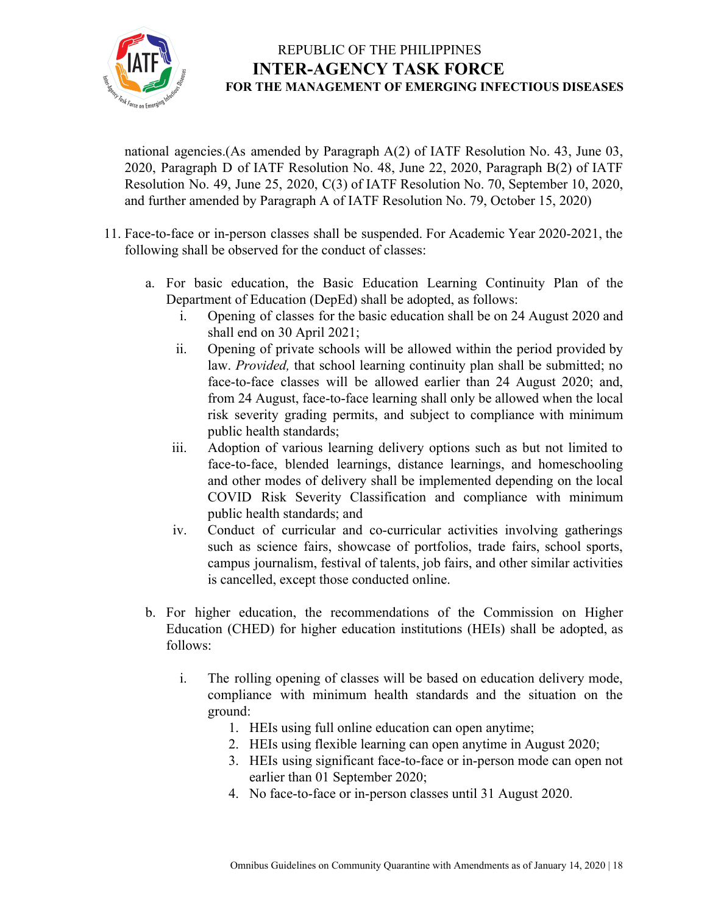national agencies.(As amended by Paragraph A(2) of IATF Resolution No. 43, June 03, 2020, Paragraph D of IATF Resolution No. 48, June 22, 2020, Paragraph B(2) of IATF Resolution No. 49, June 25, 2020, C(3) of IATF Resolution No. 70, September 10, 2020, and further amended by Paragraph A of IATF Resolution No. 79, October 15, 2020)

11. Face-to-face or in-person classes shall be suspended. For Academic Year 2020-2021, the following shall be observed for the conduct of classes:

    a. For basic education, the Basic Education Learning Continuity Plan of the Department of Education (DepEd) shall be adopted, as follows:

        i. Opening of classes for the basic education shall be on 24 August 2020 and shall end on 30 April 2021;

        ii. Opening of private schools will be allowed within the period provided by law. *Provided,* that school learning continuity plan shall be submitted; no face-to-face classes will be allowed earlier than 24 August 2020; and, from 24 August, face-to-face learning shall only be allowed when the local risk severity grading permits, and subject to compliance with minimum public health standards;

        iii. Adoption of various learning delivery options such as but not limited to face-to-face, blended learnings, distance learnings, and homeschooling and other modes of delivery shall be implemented depending on the local COVID Risk Severity Classification and compliance with minimum public health standards; and

        iv. Conduct of curricular and co-curricular activities involving gatherings such as science fairs, showcase of portfolios, trade fairs, school sports, campus journalism, festival of talents, job fairs, and other similar activities is cancelled, except those conducted online.

    b. For higher education, the recommendations of the Commission on Higher Education (CHED) for higher education institutions (HEIs) shall be adopted, as follows:

        i. The rolling opening of classes will be based on education delivery mode, compliance with minimum health standards and the situation on the ground:

            1. HEIs using full online education can open anytime;
            2. HEIs using flexible learning can open anytime in August 2020;
            3. HEIs using significant face-to-face or in-person mode can open not earlier than 01 September 2020;
            4. No face-to-face or in-person classes until 31 August 2020.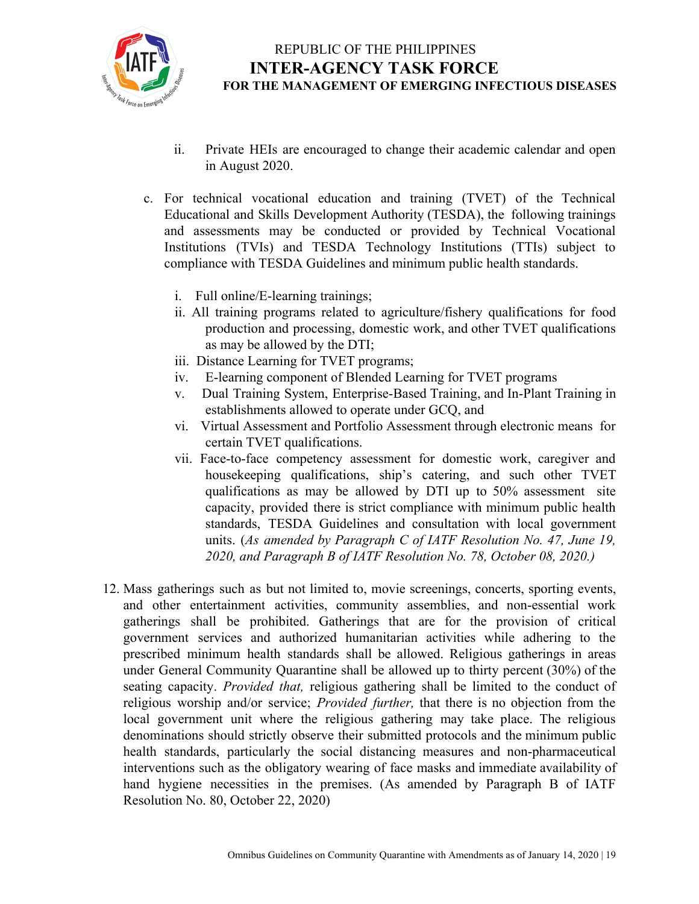ii. Private HEIs are encouraged to change their academic calendar and open in August 2020.

c. For technical vocational education and training (TVET) of the Technical Educational and Skills Development Authority (TESDA), the following trainings and assessments may be conducted or provided by Technical Vocational Institutions (TVIs) and TESDA Technology Institutions (TTIs) subject to compliance with TESDA Guidelines and minimum public health standards.

   i. Full online/E-learning trainings;
   ii. All training programs related to agriculture/fishery qualifications for food production and processing, domestic work, and other TVET qualifications as may be allowed by the DTI;
   iii. Distance Learning for TVET programs;
   iv. E-learning component of Blended Learning for TVET programs
   v. Dual Training System, Enterprise-Based Training, and In-Plant Training in establishments allowed to operate under GCQ, and
   vi. Virtual Assessment and Portfolio Assessment through electronic means for certain TVET qualifications.
   vii. Face-to-face competency assessment for domestic work, caregiver and housekeeping qualifications, ship's catering, and such other TVET qualifications as may be allowed by DTI up to 50% assessment site capacity, provided there is strict compliance with minimum public health standards, TESDA Guidelines and consultation with local government units. (*As amended by Paragraph C of IATF Resolution No. 47, June 19, 2020, and Paragraph B of IATF Resolution No. 78, October 08, 2020.)*

12. Mass gatherings such as but not limited to, movie screenings, concerts, sporting events, and other entertainment activities, community assemblies, and non-essential work gatherings shall be prohibited. Gatherings that are for the provision of critical government services and authorized humanitarian activities while adhering to the prescribed minimum health standards shall be allowed. Religious gatherings in areas under General Community Quarantine shall be allowed up to thirty percent (30%) of the seating capacity. *Provided that,* religious gathering shall be limited to the conduct of religious worship and/or service; *Provided further,* that there is no objection from the local government unit where the religious gathering may take place. The religious denominations should strictly observe their submitted protocols and the minimum public health standards, particularly the social distancing measures and non-pharmaceutical interventions such as the obligatory wearing of face masks and immediate availability of hand hygiene necessities in the premises. (As amended by Paragraph B of IATF Resolution No. 80, October 22, 2020)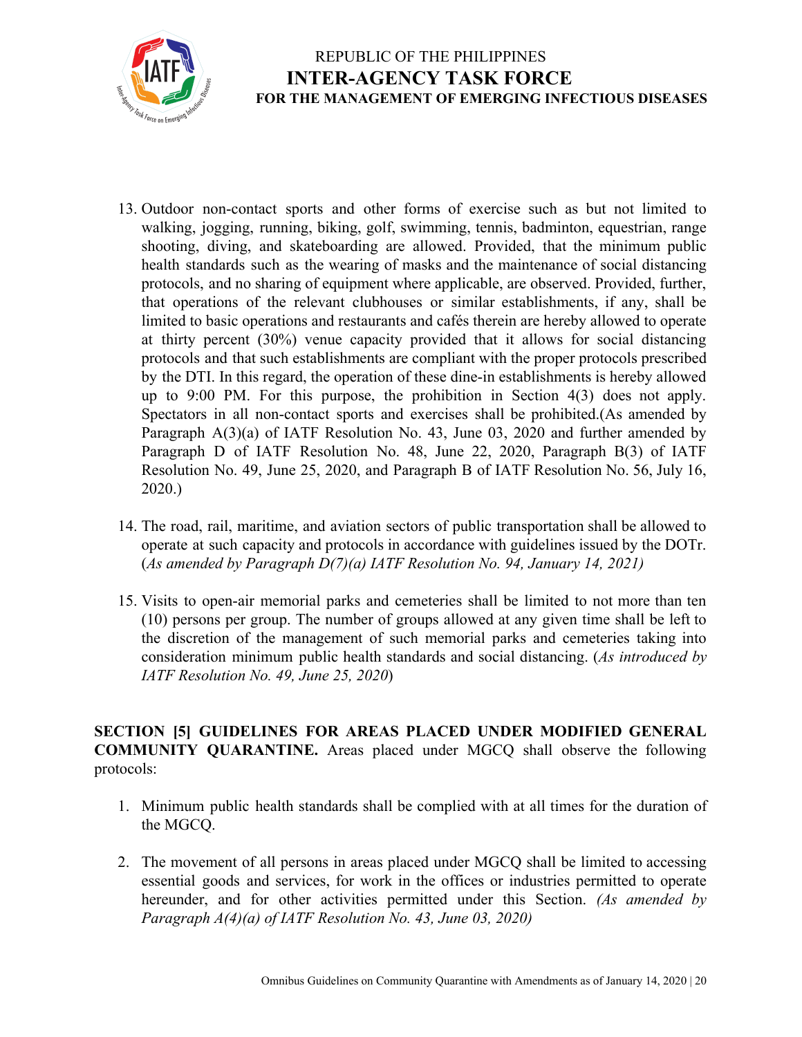13. Outdoor non-contact sports and other forms of exercise such as but not limited to walking, jogging, running, biking, golf, swimming, tennis, badminton, equestrian, range shooting, diving, and skateboarding are allowed. Provided, that the minimum public health standards such as the wearing of masks and the maintenance of social distancing protocols, and no sharing of equipment where applicable, are observed. Provided, further, that operations of the relevant clubhouses or similar establishments, if any, shall be limited to basic operations and restaurants and cafés therein are hereby allowed to operate at thirty percent (30%) venue capacity provided that it allows for social distancing protocols and that such establishments are compliant with the proper protocols prescribed by the DTI. In this regard, the operation of these dine-in establishments is hereby allowed up to 9:00 PM. For this purpose, the prohibition in Section 4(3) does not apply. Spectators in all non-contact sports and exercises shall be prohibited.(As amended by Paragraph A(3)(a) of IATF Resolution No. 43, June 03, 2020 and further amended by Paragraph D of IATF Resolution No. 48, June 22, 2020, Paragraph B(3) of IATF Resolution No. 49, June 25, 2020, and Paragraph B of IATF Resolution No. 56, July 16, 2020.)

14. The road, rail, maritime, and aviation sectors of public transportation shall be allowed to operate at such capacity and protocols in accordance with guidelines issued by the DOTr. (*As amended by Paragraph D(7)(a) IATF Resolution No. 94, January 14, 2021)*

15. Visits to open-air memorial parks and cemeteries shall be limited to not more than ten (10) persons per group. The number of groups allowed at any given time shall be left to the discretion of the management of such memorial parks and cemeteries taking into consideration minimum public health standards and social distancing. (*As introduced by IATF Resolution No. 49, June 25, 2020*)

**SECTION [5] GUIDELINES FOR AREAS PLACED UNDER MODIFIED GENERAL COMMUNITY QUARANTINE.** Areas placed under MGCQ shall observe the following protocols:

1. Minimum public health standards shall be complied with at all times for the duration of the MGCQ.

2. The movement of all persons in areas placed under MGCQ shall be limited to accessing essential goods and services, for work in the offices or industries permitted to operate hereunder, and for other activities permitted under this Section. *(As amended by Paragraph A(4)(a) of IATF Resolution No. 43, June 03, 2020)*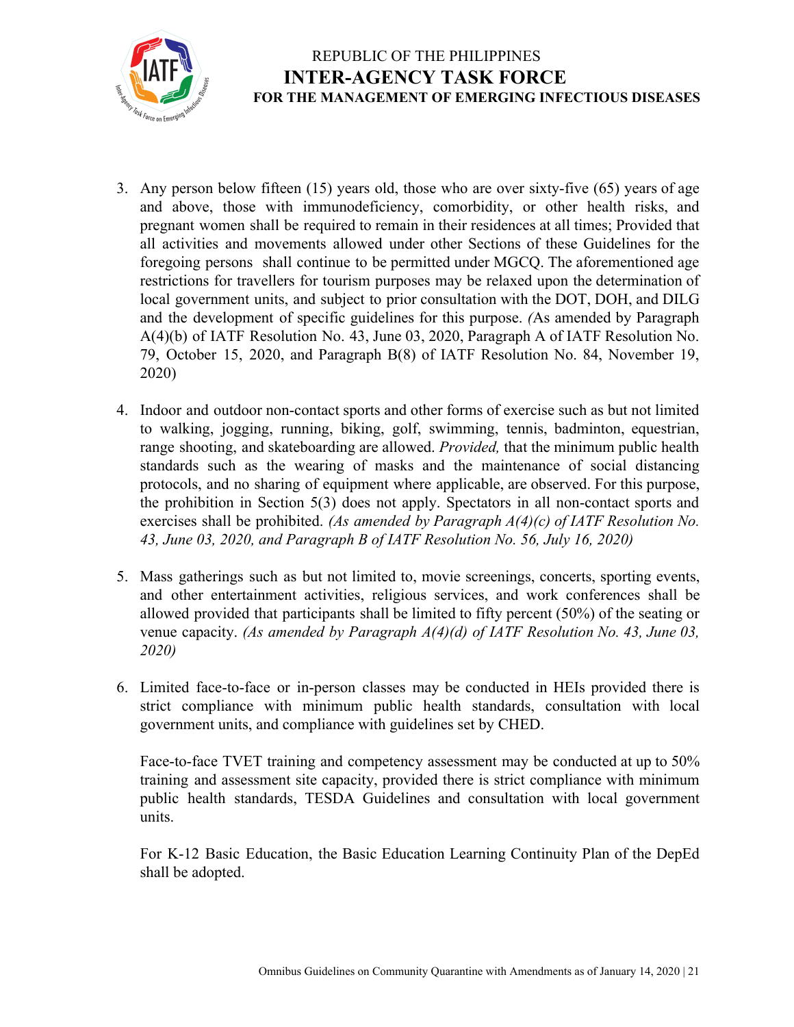3. Any person below fifteen (15) years old, those who are over sixty-five (65) years of age and above, those with immunodeficiency, comorbidity, or other health risks, and pregnant women shall be required to remain in their residences at all times; Provided that all activities and movements allowed under other Sections of these Guidelines for the foregoing persons shall continue to be permitted under MGCQ. The aforementioned age restrictions for travellers for tourism purposes may be relaxed upon the determination of local government units, and subject to prior consultation with the DOT, DOH, and DILG and the development of specific guidelines for this purpose. *(*As amended by Paragraph A(4)(b) of IATF Resolution No. 43, June 03, 2020, Paragraph A of IATF Resolution No. 79, October 15, 2020, and Paragraph B(8) of IATF Resolution No. 84, November 19, 2020)

4. Indoor and outdoor non-contact sports and other forms of exercise such as but not limited to walking, jogging, running, biking, golf, swimming, tennis, badminton, equestrian, range shooting, and skateboarding are allowed. *Provided,* that the minimum public health standards such as the wearing of masks and the maintenance of social distancing protocols, and no sharing of equipment where applicable, are observed. For this purpose, the prohibition in Section 5(3) does not apply. Spectators in all non-contact sports and exercises shall be prohibited. *(As amended by Paragraph A(4)(c) of IATF Resolution No. 43, June 03, 2020, and Paragraph B of IATF Resolution No. 56, July 16, 2020)*

5. Mass gatherings such as but not limited to, movie screenings, concerts, sporting events, and other entertainment activities, religious services, and work conferences shall be allowed provided that participants shall be limited to fifty percent (50%) of the seating or venue capacity. *(As amended by Paragraph A(4)(d) of IATF Resolution No. 43, June 03, 2020)*

6. Limited face-to-face or in-person classes may be conducted in HEIs provided there is strict compliance with minimum public health standards, consultation with local government units, and compliance with guidelines set by CHED.

   Face-to-face TVET training and competency assessment may be conducted at up to 50% training and assessment site capacity, provided there is strict compliance with minimum public health standards, TESDA Guidelines and consultation with local government units.

   For K-12 Basic Education, the Basic Education Learning Continuity Plan of the DepEd shall be adopted.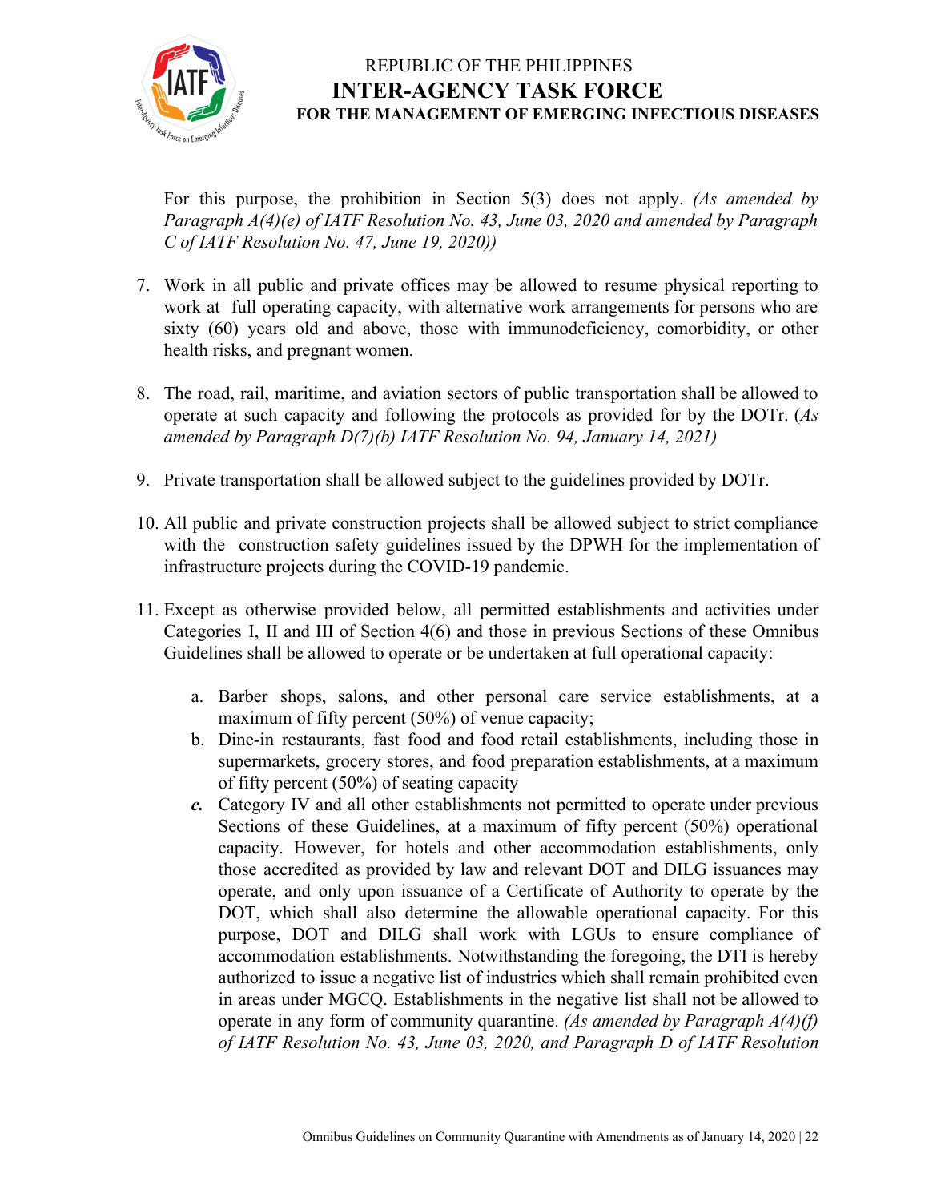For this purpose, the prohibition in Section 5(3) does not apply. *(As amended by Paragraph A(4)(e) of IATF Resolution No. 43, June 03, 2020 and amended by Paragraph C of IATF Resolution No. 47, June 19, 2020))*

7. Work in all public and private offices may be allowed to resume physical reporting to work at full operating capacity, with alternative work arrangements for persons who are sixty (60) years old and above, those with immunodeficiency, comorbidity, or other health risks, and pregnant women.

8. The road, rail, maritime, and aviation sectors of public transportation shall be allowed to operate at such capacity and following the protocols as provided for by the DOTr. (*As amended by Paragraph D(7)(b) IATF Resolution No. 94, January 14, 2021)*

9. Private transportation shall be allowed subject to the guidelines provided by DOTr.

10. All public and private construction projects shall be allowed subject to strict compliance with the construction safety guidelines issued by the DPWH for the implementation of infrastructure projects during the COVID-19 pandemic.

11. Except as otherwise provided below, all permitted establishments and activities under Categories I, II and III of Section 4(6) and those in previous Sections of these Omnibus Guidelines shall be allowed to operate or be undertaken at full operational capacity:

    a. Barber shops, salons, and other personal care service establishments, at a maximum of fifty percent (50%) of venue capacity;
    b. Dine-in restaurants, fast food and food retail establishments, including those in supermarkets, grocery stores, and food preparation establishments, at a maximum of fifty percent (50%) of seating capacity
    ***c.*** Category IV and all other establishments not permitted to operate under previous Sections of these Guidelines, at a maximum of fifty percent (50%) operational capacity. However, for hotels and other accommodation establishments, only those accredited as provided by law and relevant DOT and DILG issuances may operate, and only upon issuance of a Certificate of Authority to operate by the DOT, which shall also determine the allowable operational capacity. For this purpose, DOT and DILG shall work with LGUs to ensure compliance of accommodation establishments. Notwithstanding the foregoing, the DTI is hereby authorized to issue a negative list of industries which shall remain prohibited even in areas under MGCQ. Establishments in the negative list shall not be allowed to operate in any form of community quarantine. *(As amended by Paragraph A(4)(f) of IATF Resolution No. 43, June 03, 2020, and Paragraph D of IATF Resolution*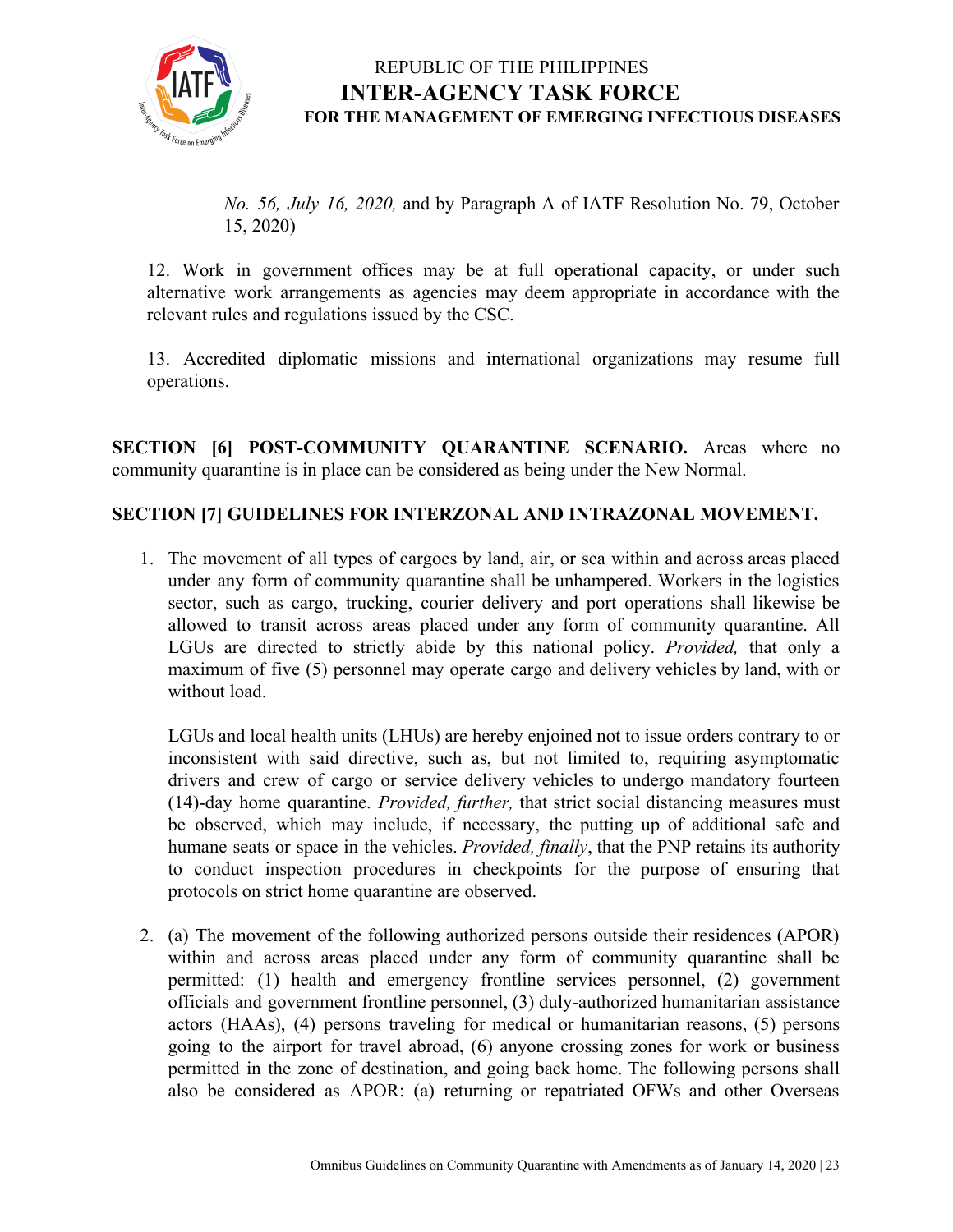*No. 56, July 16, 2020,* and by Paragraph A of IATF Resolution No. 79, October 15, 2020)

12. Work in government offices may be at full operational capacity, or under such alternative work arrangements as agencies may deem appropriate in accordance with the relevant rules and regulations issued by the CSC.

13. Accredited diplomatic missions and international organizations may resume full operations.

**SECTION [6] POST-COMMUNITY QUARANTINE SCENARIO.** Areas where no community quarantine is in place can be considered as being under the New Normal.

**SECTION [7] GUIDELINES FOR INTERZONAL AND INTRAZONAL MOVEMENT.**

1. The movement of all types of cargoes by land, air, or sea within and across areas placed under any form of community quarantine shall be unhampered. Workers in the logistics sector, such as cargo, trucking, courier delivery and port operations shall likewise be allowed to transit across areas placed under any form of community quarantine. All LGUs are directed to strictly abide by this national policy. *Provided,* that only a maximum of five (5) personnel may operate cargo and delivery vehicles by land, with or without load.

   LGUs and local health units (LHUs) are hereby enjoined not to issue orders contrary to or inconsistent with said directive, such as, but not limited to, requiring asymptomatic drivers and crew of cargo or service delivery vehicles to undergo mandatory fourteen (14)-day home quarantine. *Provided, further,* that strict social distancing measures must be observed, which may include, if necessary, the putting up of additional safe and humane seats or space in the vehicles. *Provided, finally*, that the PNP retains its authority to conduct inspection procedures in checkpoints for the purpose of ensuring that protocols on strict home quarantine are observed.

2. (a) The movement of the following authorized persons outside their residences (APOR) within and across areas placed under any form of community quarantine shall be permitted: (1) health and emergency frontline services personnel, (2) government officials and government frontline personnel, (3) duly-authorized humanitarian assistance actors (HAAs), (4) persons traveling for medical or humanitarian reasons, (5) persons going to the airport for travel abroad, (6) anyone crossing zones for work or business permitted in the zone of destination, and going back home. The following persons shall also be considered as APOR: (a) returning or repatriated OFWs and other Overseas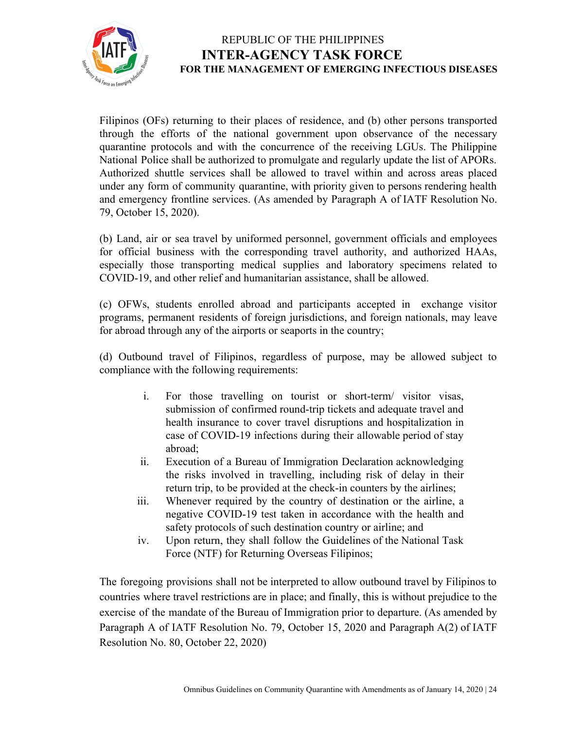Filipinos (OFs) returning to their places of residence, and (b) other persons transported through the efforts of the national government upon observance of the necessary quarantine protocols and with the concurrence of the receiving LGUs. The Philippine National Police shall be authorized to promulgate and regularly update the list of APORs. Authorized shuttle services shall be allowed to travel within and across areas placed under any form of community quarantine, with priority given to persons rendering health and emergency frontline services. (As amended by Paragraph A of IATF Resolution No. 79, October 15, 2020).

(b) Land, air or sea travel by uniformed personnel, government officials and employees for official business with the corresponding travel authority, and authorized HAAs, especially those transporting medical supplies and laboratory specimens related to COVID-19, and other relief and humanitarian assistance, shall be allowed.

(c) OFWs, students enrolled abroad and participants accepted in exchange visitor programs, permanent residents of foreign jurisdictions, and foreign nationals, may leave for abroad through any of the airports or seaports in the country;

(d) Outbound travel of Filipinos, regardless of purpose, may be allowed subject to compliance with the following requirements:

i. For those travelling on tourist or short-term/ visitor visas, submission of confirmed round-trip tickets and adequate travel and health insurance to cover travel disruptions and hospitalization in case of COVID-19 infections during their allowable period of stay abroad;
ii. Execution of a Bureau of Immigration Declaration acknowledging the risks involved in travelling, including risk of delay in their return trip, to be provided at the check-in counters by the airlines;
iii. Whenever required by the country of destination or the airline, a negative COVID-19 test taken in accordance with the health and safety protocols of such destination country or airline; and
iv. Upon return, they shall follow the Guidelines of the National Task Force (NTF) for Returning Overseas Filipinos;

The foregoing provisions shall not be interpreted to allow outbound travel by Filipinos to countries where travel restrictions are in place; and finally, this is without prejudice to the exercise of the mandate of the Bureau of Immigration prior to departure. (As amended by Paragraph A of IATF Resolution No. 79, October 15, 2020 and Paragraph A(2) of IATF Resolution No. 80, October 22, 2020)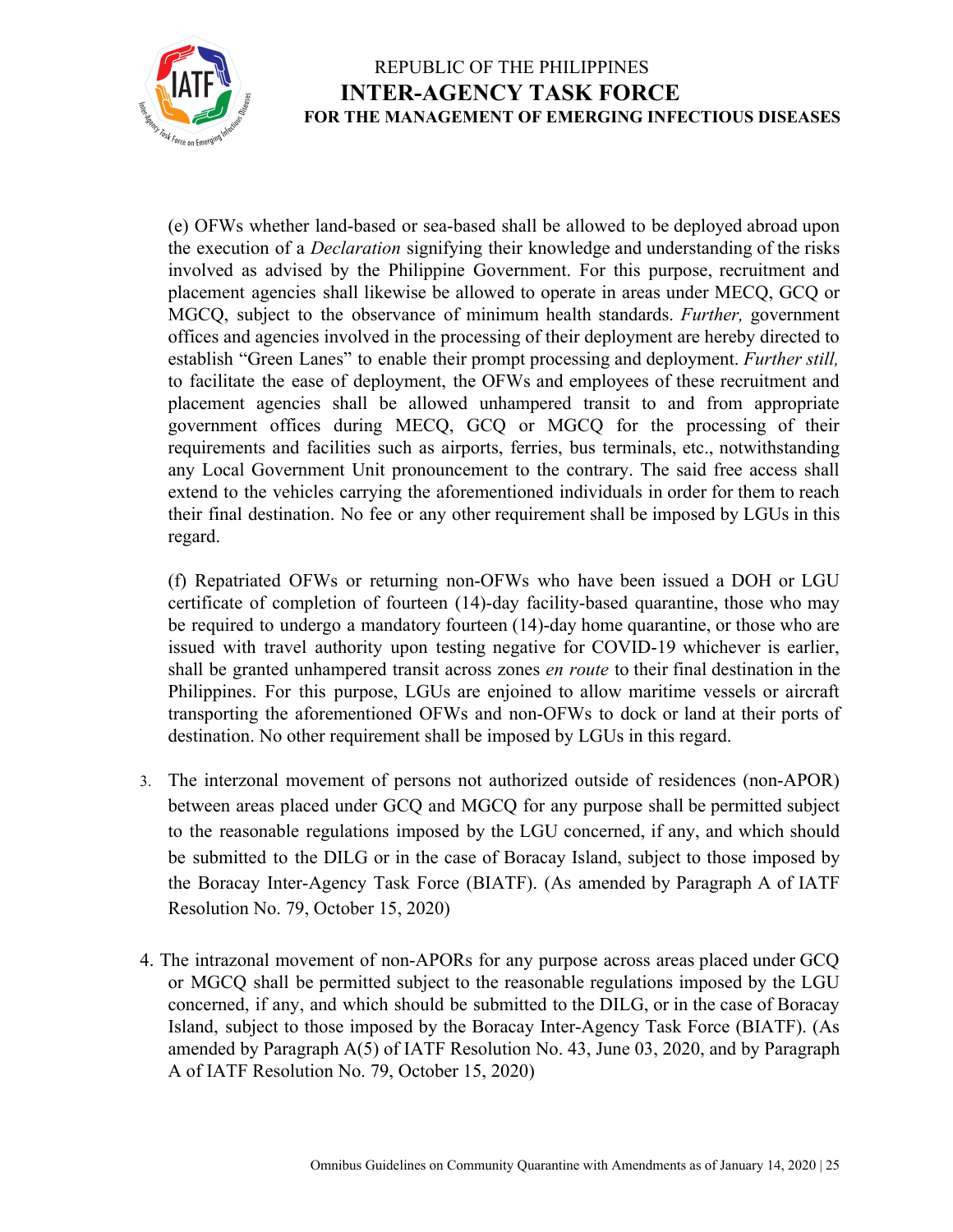(e) OFWs whether land-based or sea-based shall be allowed to be deployed abroad upon the execution of a *Declaration* signifying their knowledge and understanding of the risks involved as advised by the Philippine Government. For this purpose, recruitment and placement agencies shall likewise be allowed to operate in areas under MECQ, GCQ or MGCQ, subject to the observance of minimum health standards. *Further,* government offices and agencies involved in the processing of their deployment are hereby directed to establish "Green Lanes" to enable their prompt processing and deployment. *Further still,* to facilitate the ease of deployment, the OFWs and employees of these recruitment and placement agencies shall be allowed unhampered transit to and from appropriate government offices during MECQ, GCQ or MGCQ for the processing of their requirements and facilities such as airports, ferries, bus terminals, etc., notwithstanding any Local Government Unit pronouncement to the contrary. The said free access shall extend to the vehicles carrying the aforementioned individuals in order for them to reach their final destination. No fee or any other requirement shall be imposed by LGUs in this regard.

(f) Repatriated OFWs or returning non-OFWs who have been issued a DOH or LGU certificate of completion of fourteen (14)-day facility-based quarantine, those who may be required to undergo a mandatory fourteen (14)-day home quarantine, or those who are issued with travel authority upon testing negative for COVID-19 whichever is earlier, shall be granted unhampered transit across zones *en route* to their final destination in the Philippines. For this purpose, LGUs are enjoined to allow maritime vessels or aircraft transporting the aforementioned OFWs and non-OFWs to dock or land at their ports of destination. No other requirement shall be imposed by LGUs in this regard.

3. The interzonal movement of persons not authorized outside of residences (non-APOR) between areas placed under GCQ and MGCQ for any purpose shall be permitted subject to the reasonable regulations imposed by the LGU concerned, if any, and which should be submitted to the DILG or in the case of Boracay Island, subject to those imposed by the Boracay Inter-Agency Task Force (BIATF). (As amended by Paragraph A of IATF Resolution No. 79, October 15, 2020)

4. The intrazonal movement of non-APORs for any purpose across areas placed under GCQ or MGCQ shall be permitted subject to the reasonable regulations imposed by the LGU concerned, if any, and which should be submitted to the DILG, or in the case of Boracay Island, subject to those imposed by the Boracay Inter-Agency Task Force (BIATF). (As amended by Paragraph A(5) of IATF Resolution No. 43, June 03, 2020, and by Paragraph A of IATF Resolution No. 79, October 15, 2020)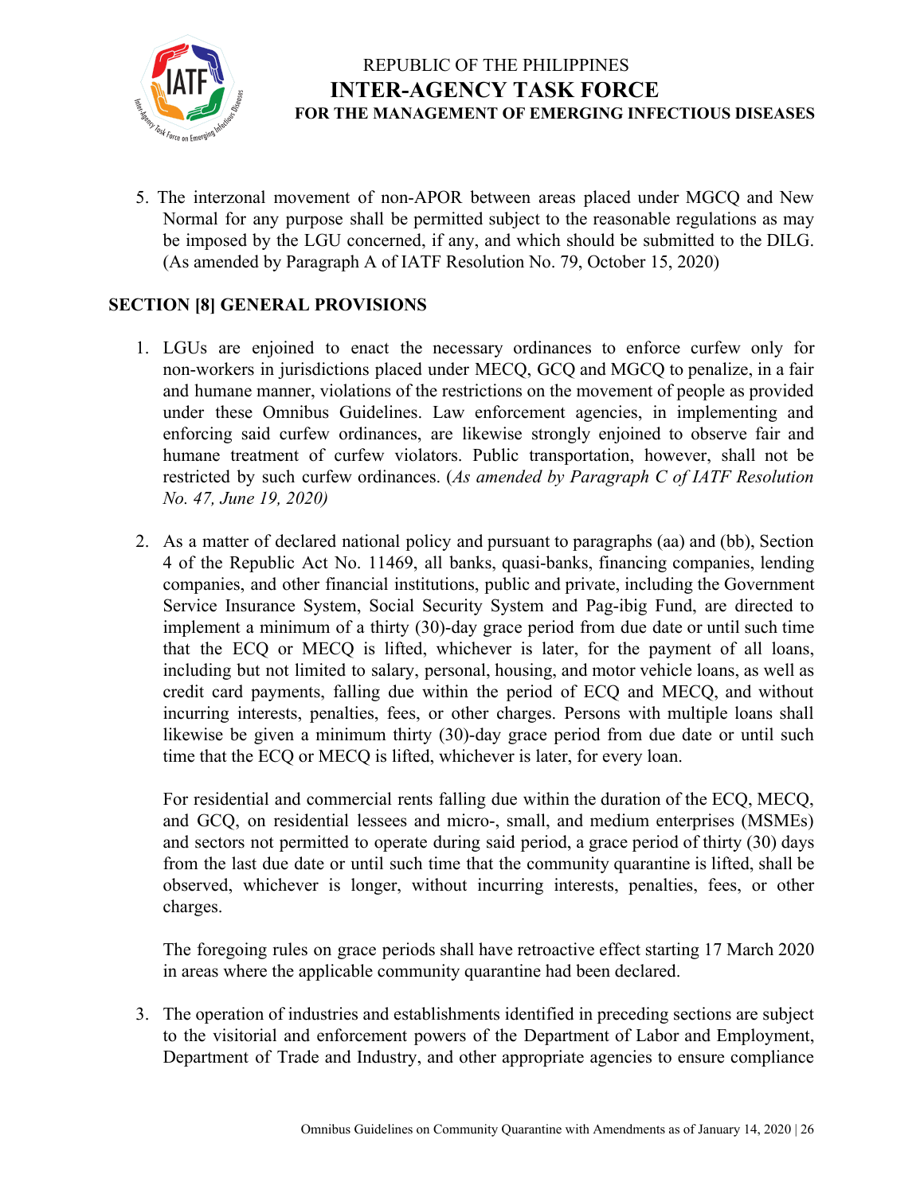5. The interzonal movement of non-APOR between areas placed under MGCQ and New Normal for any purpose shall be permitted subject to the reasonable regulations as may be imposed by the LGU concerned, if any, and which should be submitted to the DILG. (As amended by Paragraph A of IATF Resolution No. 79, October 15, 2020)

## SECTION [8] GENERAL PROVISIONS

1. LGUs are enjoined to enact the necessary ordinances to enforce curfew only for non-workers in jurisdictions placed under MECQ, GCQ and MGCQ to penalize, in a fair and humane manner, violations of the restrictions on the movement of people as provided under these Omnibus Guidelines. Law enforcement agencies, in implementing and enforcing said curfew ordinances, are likewise strongly enjoined to observe fair and humane treatment of curfew violators. Public transportation, however, shall not be restricted by such curfew ordinances. (*As amended by Paragraph C of IATF Resolution No. 47, June 19, 2020)*

2. As a matter of declared national policy and pursuant to paragraphs (aa) and (bb), Section 4 of the Republic Act No. 11469, all banks, quasi-banks, financing companies, lending companies, and other financial institutions, public and private, including the Government Service Insurance System, Social Security System and Pag-ibig Fund, are directed to implement a minimum of a thirty (30)-day grace period from due date or until such time that the ECQ or MECQ is lifted, whichever is later, for the payment of all loans, including but not limited to salary, personal, housing, and motor vehicle loans, as well as credit card payments, falling due within the period of ECQ and MECQ, and without incurring interests, penalties, fees, or other charges. Persons with multiple loans shall likewise be given a minimum thirty (30)-day grace period from due date or until such time that the ECQ or MECQ is lifted, whichever is later, for every loan.

   For residential and commercial rents falling due within the duration of the ECQ, MECQ, and GCQ, on residential lessees and micro-, small, and medium enterprises (MSMEs) and sectors not permitted to operate during said period, a grace period of thirty (30) days from the last due date or until such time that the community quarantine is lifted, shall be observed, whichever is longer, without incurring interests, penalties, fees, or other charges.

   The foregoing rules on grace periods shall have retroactive effect starting 17 March 2020 in areas where the applicable community quarantine had been declared.

3. The operation of industries and establishments identified in preceding sections are subject to the visitorial and enforcement powers of the Department of Labor and Employment, Department of Trade and Industry, and other appropriate agencies to ensure compliance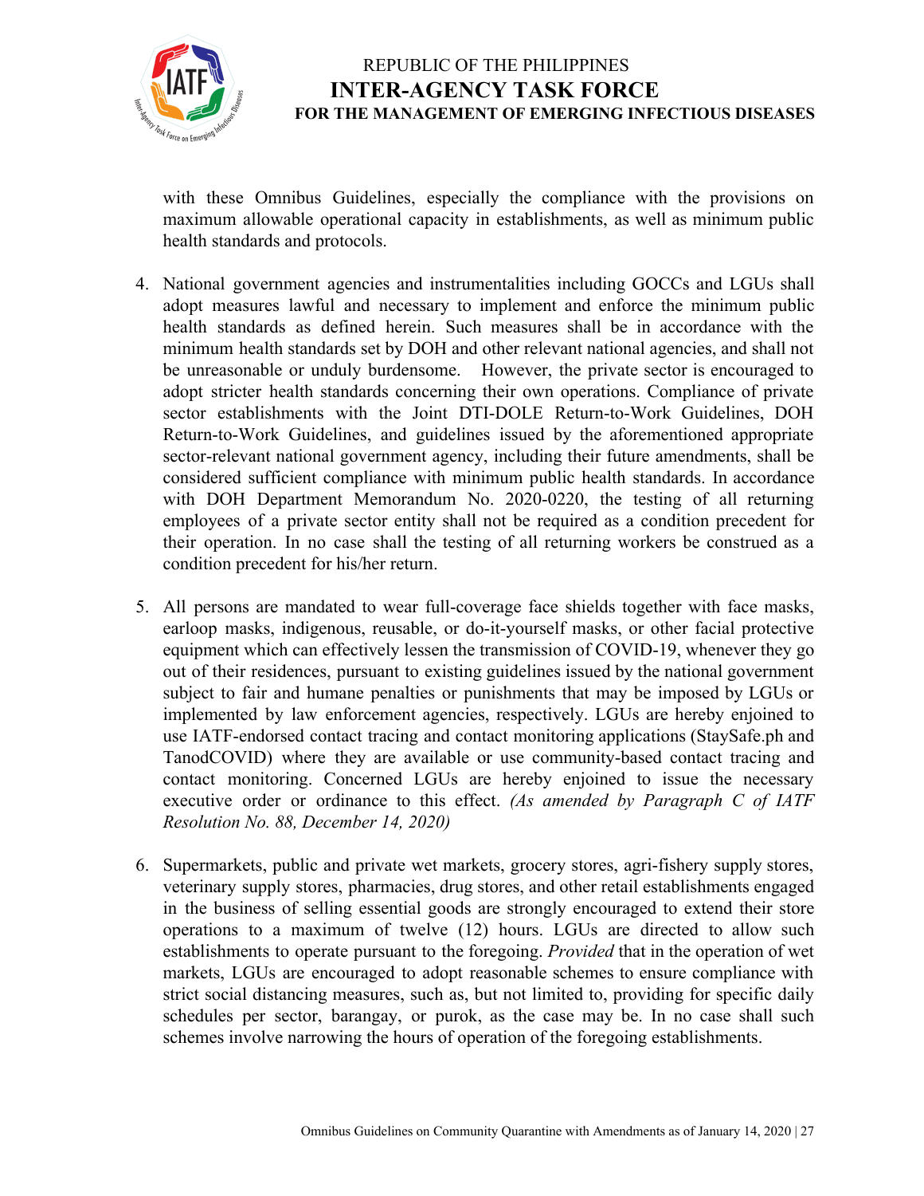with these Omnibus Guidelines, especially the compliance with the provisions on maximum allowable operational capacity in establishments, as well as minimum public health standards and protocols.

4. National government agencies and instrumentalities including GOCCs and LGUs shall adopt measures lawful and necessary to implement and enforce the minimum public health standards as defined herein. Such measures shall be in accordance with the minimum health standards set by DOH and other relevant national agencies, and shall not be unreasonable or unduly burdensome. However, the private sector is encouraged to adopt stricter health standards concerning their own operations. Compliance of private sector establishments with the Joint DTI-DOLE Return-to-Work Guidelines, DOH Return-to-Work Guidelines, and guidelines issued by the aforementioned appropriate sector-relevant national government agency, including their future amendments, shall be considered sufficient compliance with minimum public health standards. In accordance with DOH Department Memorandum No. 2020-0220, the testing of all returning employees of a private sector entity shall not be required as a condition precedent for their operation. In no case shall the testing of all returning workers be construed as a condition precedent for his/her return.

5. All persons are mandated to wear full-coverage face shields together with face masks, earloop masks, indigenous, reusable, or do-it-yourself masks, or other facial protective equipment which can effectively lessen the transmission of COVID-19, whenever they go out of their residences, pursuant to existing guidelines issued by the national government subject to fair and humane penalties or punishments that may be imposed by LGUs or implemented by law enforcement agencies, respectively. LGUs are hereby enjoined to use IATF-endorsed contact tracing and contact monitoring applications (StaySafe.ph and TanodCOVID) where they are available or use community-based contact tracing and contact monitoring. Concerned LGUs are hereby enjoined to issue the necessary executive order or ordinance to this effect. *(As amended by Paragraph C of IATF Resolution No. 88, December 14, 2020)*

6. Supermarkets, public and private wet markets, grocery stores, agri-fishery supply stores, veterinary supply stores, pharmacies, drug stores, and other retail establishments engaged in the business of selling essential goods are strongly encouraged to extend their store operations to a maximum of twelve (12) hours. LGUs are directed to allow such establishments to operate pursuant to the foregoing. *Provided* that in the operation of wet markets, LGUs are encouraged to adopt reasonable schemes to ensure compliance with strict social distancing measures, such as, but not limited to, providing for specific daily schedules per sector, barangay, or purok, as the case may be. In no case shall such schemes involve narrowing the hours of operation of the foregoing establishments.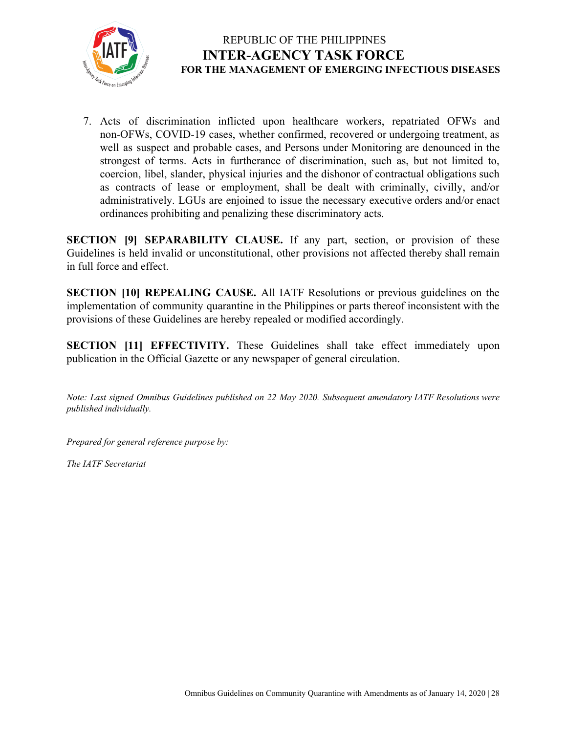7. Acts of discrimination inflicted upon healthcare workers, repatriated OFWs and non-OFWs, COVID-19 cases, whether confirmed, recovered or undergoing treatment, as well as suspect and probable cases, and Persons under Monitoring are denounced in the strongest of terms. Acts in furtherance of discrimination, such as, but not limited to, coercion, libel, slander, physical injuries and the dishonor of contractual obligations such as contracts of lease or employment, shall be dealt with criminally, civilly, and/or administratively. LGUs are enjoined to issue the necessary executive orders and/or enact ordinances prohibiting and penalizing these discriminatory acts.

**SECTION [9] SEPARABILITY CLAUSE.** If any part, section, or provision of these Guidelines is held invalid or unconstitutional, other provisions not affected thereby shall remain in full force and effect.

**SECTION [10] REPEALING CAUSE.** All IATF Resolutions or previous guidelines on the implementation of community quarantine in the Philippines or parts thereof inconsistent with the provisions of these Guidelines are hereby repealed or modified accordingly.

**SECTION [11] EFFECTIVITY.** These Guidelines shall take effect immediately upon publication in the Official Gazette or any newspaper of general circulation.

*Note: Last signed Omnibus Guidelines published on 22 May 2020. Subsequent amendatory IATF Resolutions were published individually.*

*Prepared for general reference purpose by:*

*The IATF Secretariat*